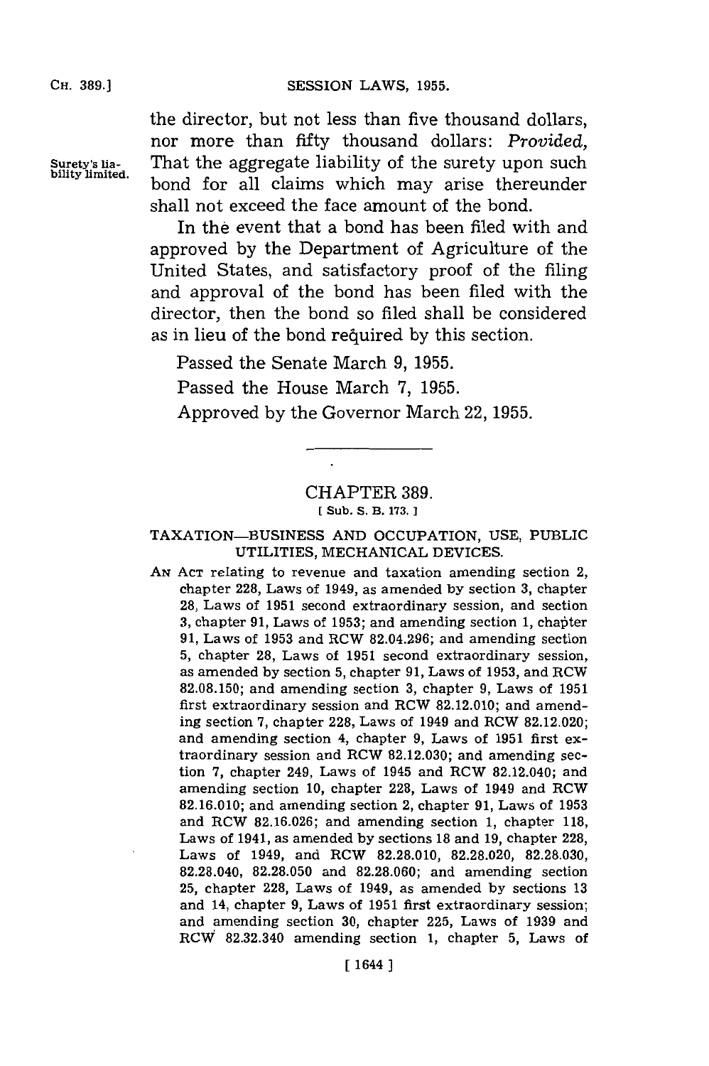the director, but not less than five thousand dollars, nor more than fifty thousand dollars: *Provided*, That the aggregate liability of the surety upon such bond for all claims which may arise thereunder shall not exceed the face amount of the bond.

Surety's liability limited.

In the event that a bond has been filed with and approved by the Department of Agriculture of the United States, and satisfactory proof of the filing and approval of the bond has been filed with the director, then the bond so filed shall be considered as in lieu of the bond required by this section.

Passed the Senate March 9, 1955.

Passed the House March 7, 1955.

Approved by the Governor March 22, 1955.

## CHAPTER 389.

[ Sub. S. B. 173. ]

### TAXATION—BUSINESS AND OCCUPATION, USE, PUBLIC UTILITIES, MECHANICAL DEVICES.

AN ACT relating to revenue and taxation amending section 2, chapter 228, Laws of 1949, as amended by section 3, chapter 28, Laws of 1951 second extraordinary session, and section 3, chapter 91, Laws of 1953; and amending section 1, chapter 91, Laws of 1953 and RCW 82.04.296; and amending section 5, chapter 28, Laws of 1951 second extraordinary session, as amended by section 5, chapter 91, Laws of 1953, and RCW 82.08.150; and amending section 3, chapter 9, Laws of 1951 first extraordinary session and RCW 82.12.010; and amending section 7, chapter 228, Laws of 1949 and RCW 82.12.020; and amending section 4, chapter 9, Laws of 1951 first extraordinary session and RCW 82.12.030; and amending section 7, chapter 249, Laws of 1945 and RCW 82.12.040; and amending section 10, chapter 228, Laws of 1949 and RCW 82.16.010; and amending section 2, chapter 91, Laws of 1953 and RCW 82.16.026; and amending section 1, chapter 118, Laws of 1941, as amended by sections 18 and 19, chapter 228, Laws of 1949, and RCW 82.28.010, 82.28.020, 82.28.030, 82.28.040, 82.28.050 and 82.28.060; and amending section 25, chapter 228, Laws of 1949, as amended by sections 13 and 14, chapter 9, Laws of 1951 first extraordinary session; and amending section 30, chapter 225, Laws of 1939 and RCW 82.32.340 amending section 1, chapter 5, Laws of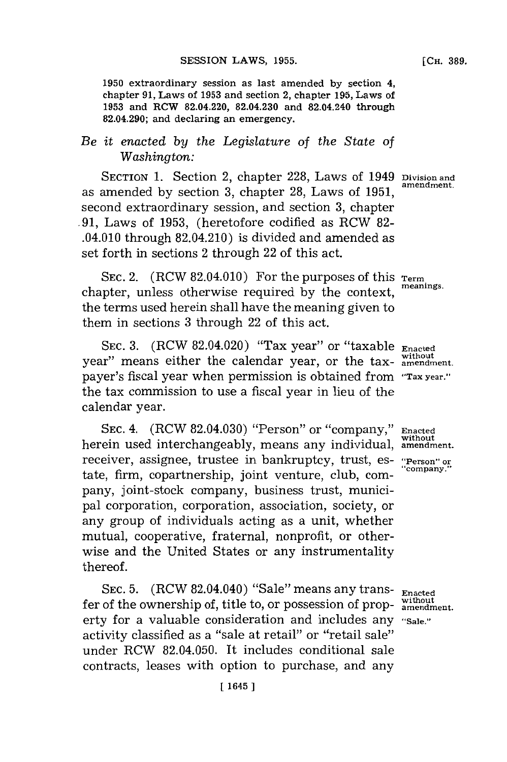1950 extraordinary session as last amended by section 4, chapter 91, Laws of 1953 and section 2, chapter 195, Laws of 1953 and RCW 82.04.220, 82.04.230 and 82.04.240 through 82.04.290; and declaring an emergency.

*Be it enacted by the Legislature of the State of Washington:*

SECTION 1. Section 2, chapter 228, Laws of 1949 as amended by section 3, chapter 28, Laws of 1951, second extraordinary session, and section 3, chapter 91, Laws of 1953, (heretofore codified as RCW 82-.04.010 through 82.04.210) is divided and amended as set forth in sections 2 through 22 of this act.

*Division and amendment.*

SEC. 2. (RCW 82.04.010) For the purposes of this chapter, unless otherwise required by the context, the terms used herein shall have the meaning given to them in sections 3 through 22 of this act.

*Term meanings.*

SEC. 3. (RCW 82.04.020) "Tax year" or "taxable year" means either the calendar year, or the taxpayer's fiscal year when permission is obtained from the tax commission to use a fiscal year in lieu of the calendar year.

*Enacted without amendment. "Tax year."*

SEC. 4. (RCW 82.04.030) "Person" or "company," herein used interchangeably, means any individual, receiver, assignee, trustee in bankruptcy, trust, estate, firm, copartnership, joint venture, club, company, joint-stock company, business trust, municipal corporation, corporation, association, society, or any group of individuals acting as a unit, whether mutual, cooperative, fraternal, nonprofit, or otherwise and the United States or any instrumentality thereof.

*Enacted without amendment. "Person" or "company."*

SEC. 5. (RCW 82.04.040) "Sale" means any transfer of the ownership of, title to, or possession of property for a valuable consideration and includes any activity classified as a "sale at retail" or "retail sale" under RCW 82.04.050. It includes conditional sale contracts, leases with option to purchase, and any

*Enacted without amendment. "Sale."*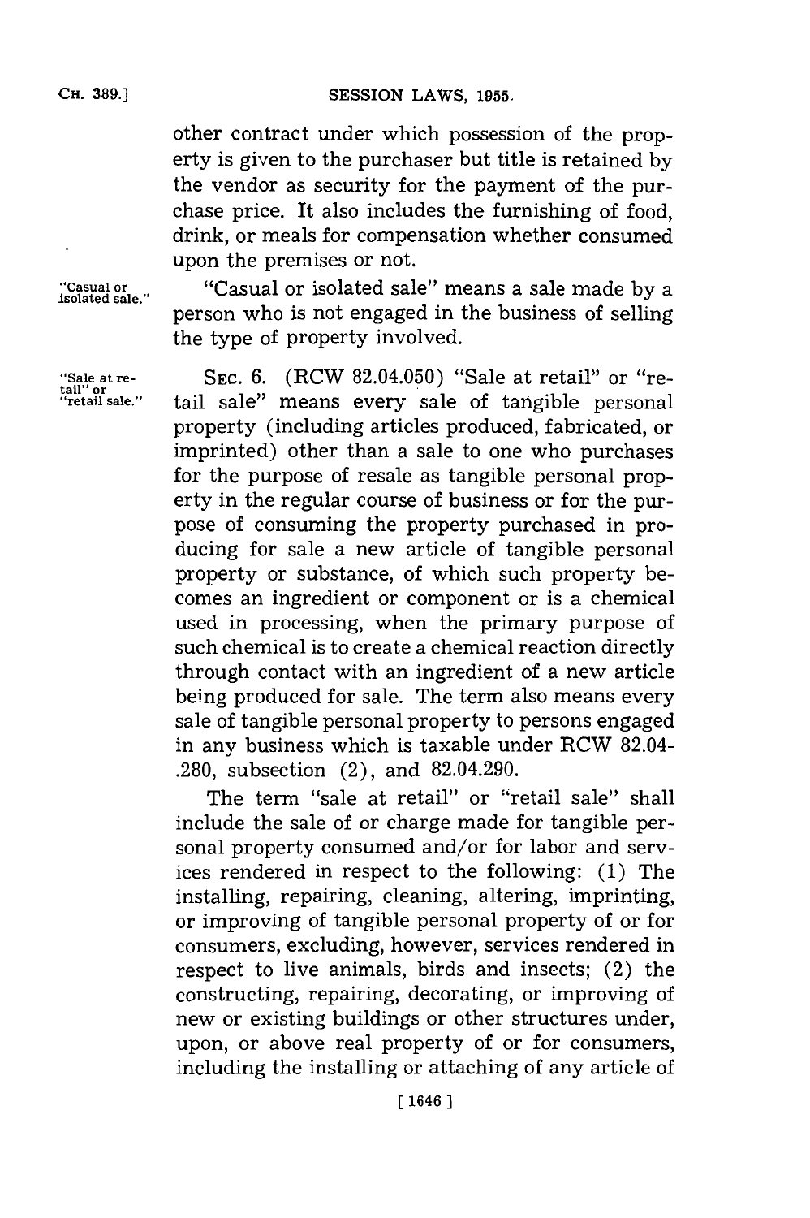other contract under which possession of the property is given to the purchaser but title is retained by the vendor as security for the payment of the purchase price. It also includes the furnishing of food, drink, or meals for compensation whether consumed upon the premises or not.

"Casual or isolated sale." "Casual or isolated sale" means a sale made by a person who is not engaged in the business of selling the type of property involved.

"Sale at retail" or "retail sale." SEC. 6. (RCW 82.04.050) "Sale at retail" or "retail sale" means every sale of tangible personal property (including articles produced, fabricated, or imprinted) other than a sale to one who purchases for the purpose of resale as tangible personal property in the regular course of business or for the purpose of consuming the property purchased in producing for sale a new article of tangible personal property or substance, of which such property becomes an ingredient or component or is a chemical used in processing, when the primary purpose of such chemical is to create a chemical reaction directly through contact with an ingredient of a new article being produced for sale. The term also means every sale of tangible personal property to persons engaged in any business which is taxable under RCW 82.04.280, subsection (2), and 82.04.290.

The term "sale at retail" or "retail sale" shall include the sale of or charge made for tangible personal property consumed and/or for labor and services rendered in respect to the following: (1) The installing, repairing, cleaning, altering, imprinting, or improving of tangible personal property of or for consumers, excluding, however, services rendered in respect to live animals, birds and insects; (2) the constructing, repairing, decorating, or improving of new or existing buildings or other structures under, upon, or above real property of or for consumers, including the installing or attaching of any article of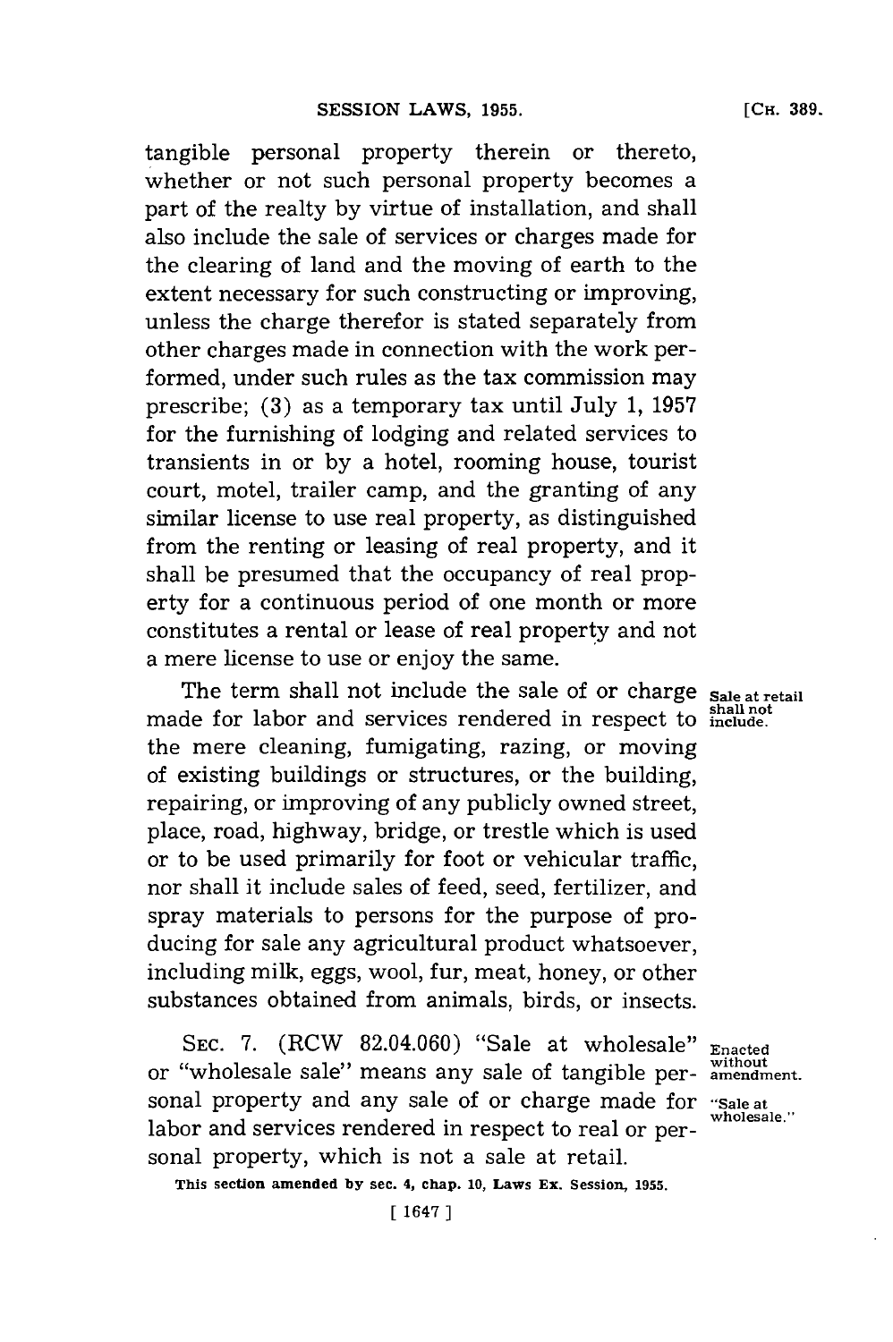tangible personal property therein or thereto, whether or not such personal property becomes a part of the realty by virtue of installation, and shall also include the sale of services or charges made for the clearing of land and the moving of earth to the extent necessary for such constructing or improving, unless the charge therefor is stated separately from other charges made in connection with the work performed, under such rules as the tax commission may prescribe; (3) as a temporary tax until July 1, 1957 for the furnishing of lodging and related services to transients in or by a hotel, rooming house, tourist court, motel, trailer camp, and the granting of any similar license to use real property, as distinguished from the renting or leasing of real property, and it shall be presumed that the occupancy of real property for a continuous period of one month or more constitutes a rental or lease of real property and not a mere license to use or enjoy the same.

Sale at retail shall not include.

The term shall not include the sale of or charge made for labor and services rendered in respect to the mere cleaning, fumigating, razing, or moving of existing buildings or structures, or the building, repairing, or improving of any publicly owned street, place, road, highway, bridge, or trestle which is used or to be used primarily for foot or vehicular traffic, nor shall it include sales of feed, seed, fertilizer, and spray materials to persons for the purpose of producing for sale any agricultural product whatsoever, including milk, eggs, wool, fur, meat, honey, or other substances obtained from animals, birds, or insects.

Enacted without amendment.

"Sale at wholesale."

SEC. 7. (RCW 82.04.060) "Sale at wholesale" or "wholesale sale" means any sale of tangible personal property and any sale of or charge made for labor and services rendered in respect to real or personal property, which is not a sale at retail.

This section amended by sec. 4, chap. 10, Laws Ex. Session, 1955.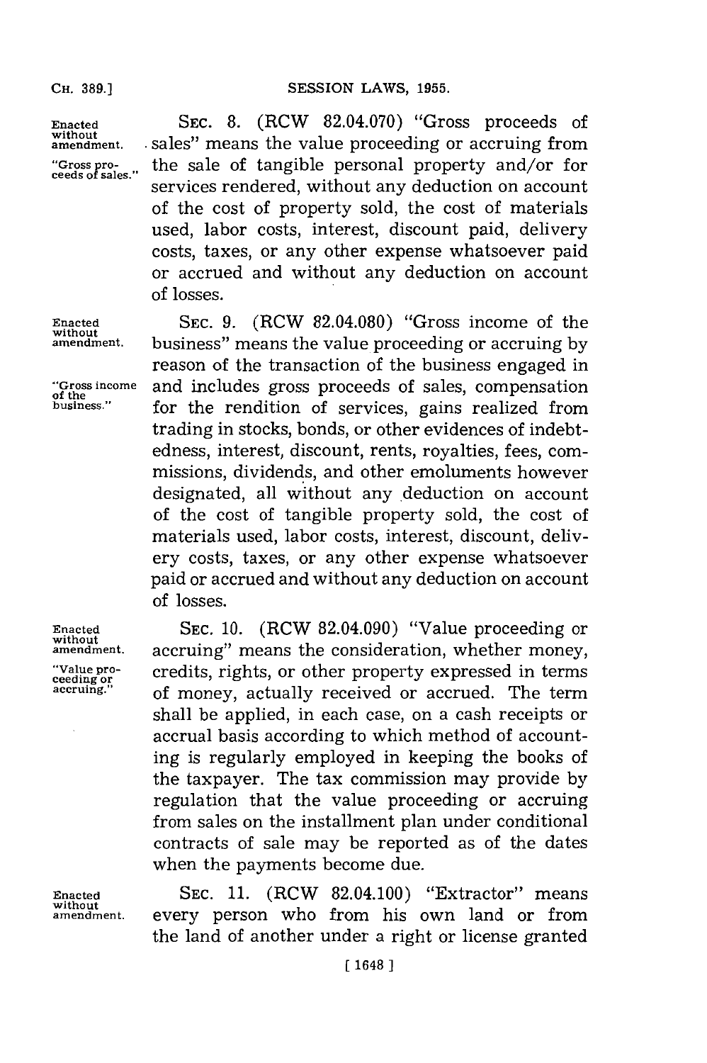Enacted without amendment.

"Gross proceeds of sales."

SEC. 8. (RCW 82.04.070) "Gross proceeds of sales" means the value proceeding or accruing from the sale of tangible personal property and/or for services rendered, without any deduction on account of the cost of property sold, the cost of materials used, labor costs, interest, discount paid, delivery costs, taxes, or any other expense whatsoever paid or accrued and without any deduction on account of losses.

Enacted without amendment.

"Gross income of the business."

SEC. 9. (RCW 82.04.080) "Gross income of the business" means the value proceeding or accruing by reason of the transaction of the business engaged in and includes gross proceeds of sales, compensation for the rendition of services, gains realized from trading in stocks, bonds, or other evidences of indebtedness, interest, discount, rents, royalties, fees, commissions, dividends, and other emoluments however designated, all without any deduction on account of the cost of tangible property sold, the cost of materials used, labor costs, interest, discount, delivery costs, taxes, or any other expense whatsoever paid or accrued and without any deduction on account of losses.

Enacted without amendment.

"Value proceeding or accruing."

SEC. 10. (RCW 82.04.090) "Value proceeding or accruing" means the consideration, whether money, credits, rights, or other property expressed in terms of money, actually received or accrued. The term shall be applied, in each case, on a cash receipts or accrual basis according to which method of accounting is regularly employed in keeping the books of the taxpayer. The tax commission may provide by regulation that the value proceeding or accruing from sales on the installment plan under conditional contracts of sale may be reported as of the dates when the payments become due.

Enacted without amendment.

SEC. 11. (RCW 82.04.100) "Extractor" means every person who from his own land or from the land of another under a right or license granted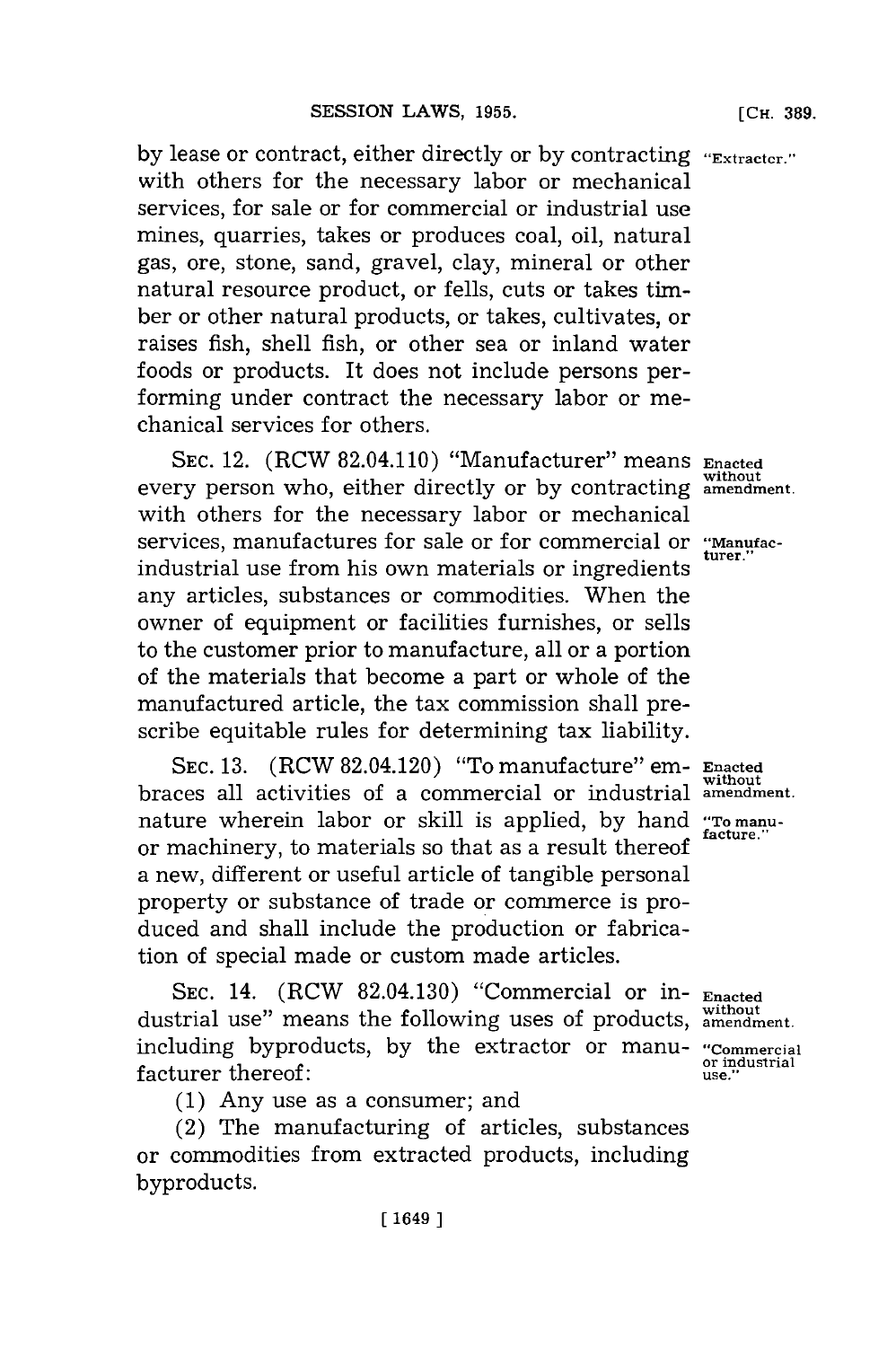by lease or contract, either directly or by contracting with others for the necessary labor or mechanical services, for sale or for commercial or industrial use mines, quarries, takes or produces coal, oil, natural gas, ore, stone, sand, gravel, clay, mineral or other natural resource product, or fells, cuts or takes timber or other natural products, or takes, cultivates, or raises fish, shell fish, or other sea or inland water foods or products. It does not include persons performing under contract the necessary labor or mechanical services for others.

"Extractor."

SEC. 12. (RCW 82.04.110) "Manufacturer" means every person who, either directly or by contracting with others for the necessary labor or mechanical services, manufactures for sale or for commercial or industrial use from his own materials or ingredients any articles, substances or commodities. When the owner of equipment or facilities furnishes, or sells to the customer prior to manufacture, all or a portion of the materials that become a part or whole of the manufactured article, the tax commission shall prescribe equitable rules for determining tax liability.

Enacted without amendment.

"Manufacturer."

SEC. 13. (RCW 82.04.120) "To manufacture" embraces all activities of a commercial or industrial nature wherein labor or skill is applied, by hand or machinery, to materials so that as a result thereof a new, different or useful article of tangible personal property or substance of trade or commerce is produced and shall include the production or fabrication of special made or custom made articles.

Enacted without amendment.

"To manufacture."

SEC. 14. (RCW 82.04.130) "Commercial or industrial use" means the following uses of products, including byproducts, by the extractor or manufacturer thereof:

Enacted without amendment.

"Commercial or industrial use."

(1) Any use as a consumer; and

(2) The manufacturing of articles, substances or commodities from extracted products, including byproducts.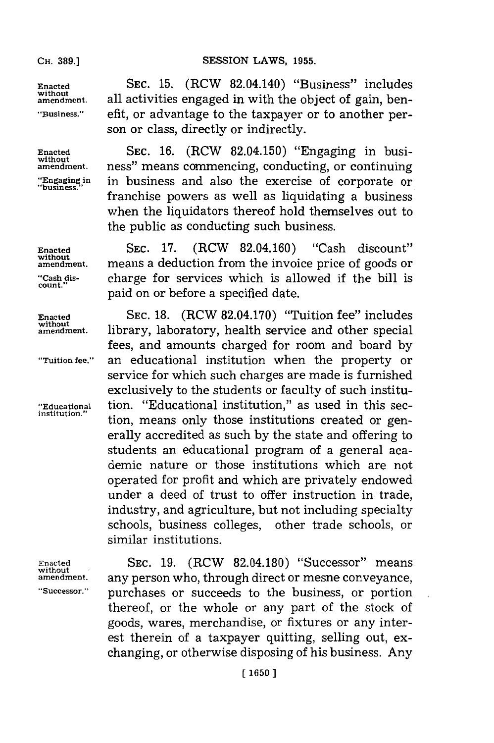Enacted without amendment. "Business."

SEC. 15. (RCW 82.04.140) "Business" includes all activities engaged in with the object of gain, benefit, or advantage to the taxpayer or to another person or class, directly or indirectly.

Enacted without amendment. "Engaging in business."

SEC. 16. (RCW 82.04.150) "Engaging in business" means commencing, conducting, or continuing in business and also the exercise of corporate or franchise powers as well as liquidating a business when the liquidators thereof hold themselves out to the public as conducting such business.

Enacted without amendment. "Cash discount."

SEC. 17. (RCW 82.04.160) "Cash discount" means a deduction from the invoice price of goods or charge for services which is allowed if the bill is paid on or before a specified date.

Enacted without amendment. "Tuition fee." "Educational institution."

SEC. 18. (RCW 82.04.170) "Tuition fee" includes library, laboratory, health service and other special fees, and amounts charged for room and board by an educational institution when the property or service for which such charges are made is furnished exclusively to the students or faculty of such institution. "Educational institution," as used in this section, means only those institutions created or generally accredited as such by the state and offering to students an educational program of a general academic nature or those institutions which are not operated for profit and which are privately endowed under a deed of trust to offer instruction in trade, industry, and agriculture, but not including specialty schools, business colleges, other trade schools, or similar institutions.

Enacted without amendment. "Successor."

SEC. 19. (RCW 82.04.180) "Successor" means any person who, through direct or mesne conveyance, purchases or succeeds to the business, or portion thereof, or the whole or any part of the stock of goods, wares, merchandise, or fixtures or any interest therein of a taxpayer quitting, selling out, exchanging, or otherwise disposing of his business. Any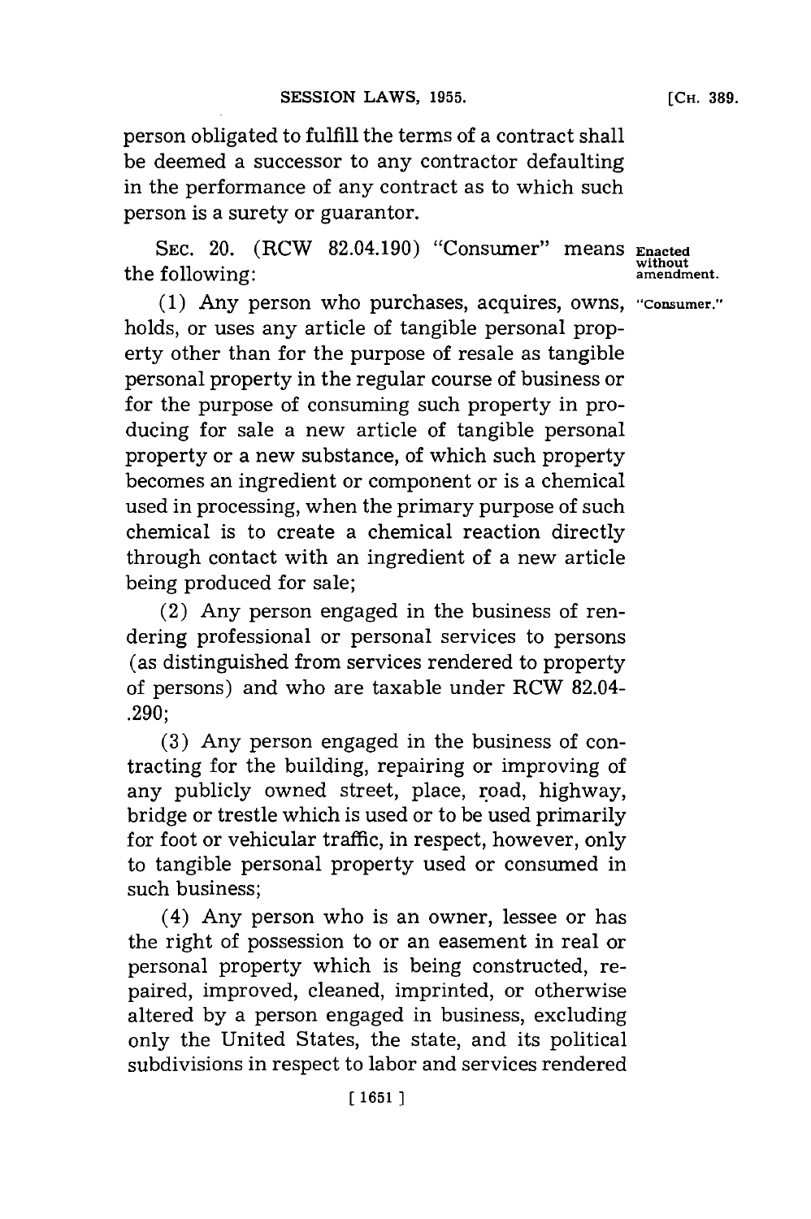person obligated to fulfill the terms of a contract shall be deemed a successor to any contractor defaulting in the performance of any contract as to which such person is a surety or guarantor.

SEC. 20. (RCW 82.04.190) "Consumer" means the following:

*Enacted without amendment.*

*"Consumer."*

(1) Any person who purchases, acquires, owns, holds, or uses any article of tangible personal property other than for the purpose of resale as tangible personal property in the regular course of business or for the purpose of consuming such property in producing for sale a new article of tangible personal property or a new substance, of which such property becomes an ingredient or component or is a chemical used in processing, when the primary purpose of such chemical is to create a chemical reaction directly through contact with an ingredient of a new article being produced for sale;

(2) Any person engaged in the business of rendering professional or personal services to persons (as distinguished from services rendered to property of persons) and who are taxable under RCW 82.04-.290;

(3) Any person engaged in the business of contracting for the building, repairing or improving of any publicly owned street, place, road, highway, bridge or trestle which is used or to be used primarily for foot or vehicular traffic, in respect, however, only to tangible personal property used or consumed in such business;

(4) Any person who is an owner, lessee or has the right of possession to or an easement in real or personal property which is being constructed, repaired, improved, cleaned, imprinted, or otherwise altered by a person engaged in business, excluding only the United States, the state, and its political subdivisions in respect to labor and services rendered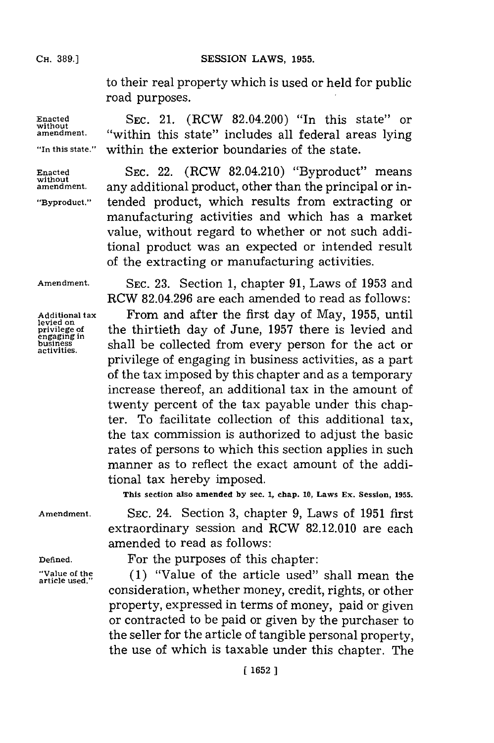to their real property which is used or held for public road purposes.

Enacted without amendment. "In this state."

SEC. 21. (RCW 82.04.200) "In this state" or "within this state" includes all federal areas lying within the exterior boundaries of the state.

Enacted without amendment. "Byproduct."

SEC. 22. (RCW 82.04.210) "Byproduct" means any additional product, other than the principal or intended product, which results from extracting or manufacturing activities and which has a market value, without regard to whether or not such additional product was an expected or intended result of the extracting or manufacturing activities.

Amendment.

SEC. 23. Section 1, chapter 91, Laws of 1953 and RCW 82.04.296 are each amended to read as follows:

Additional tax levied on privilege of engaging in business activities.

From and after the first day of May, 1955, until the thirtieth day of June, 1957 there is levied and shall be collected from every person for the act or privilege of engaging in business activities, as a part of the tax imposed by this chapter and as a temporary increase thereof, an additional tax in the amount of twenty percent of the tax payable under this chapter. To facilitate collection of this additional tax, the tax commission is authorized to adjust the basic rates of persons to which this section applies in such manner as to reflect the exact amount of the additional tax hereby imposed.

**This section also amended by sec. 1, chap. 10, Laws Ex. Session, 1955.**

Amendment.

SEC. 24. Section 3, chapter 9, Laws of 1951 first extraordinary session and RCW 82.12.010 are each amended to read as follows:

Defined.

For the purposes of this chapter:

"Value of the article used."

(1) "Value of the article used" shall mean the consideration, whether money, credit, rights, or other property, expressed in terms of money, paid or given or contracted to be paid or given by the purchaser to the seller for the article of tangible personal property, the use of which is taxable under this chapter. The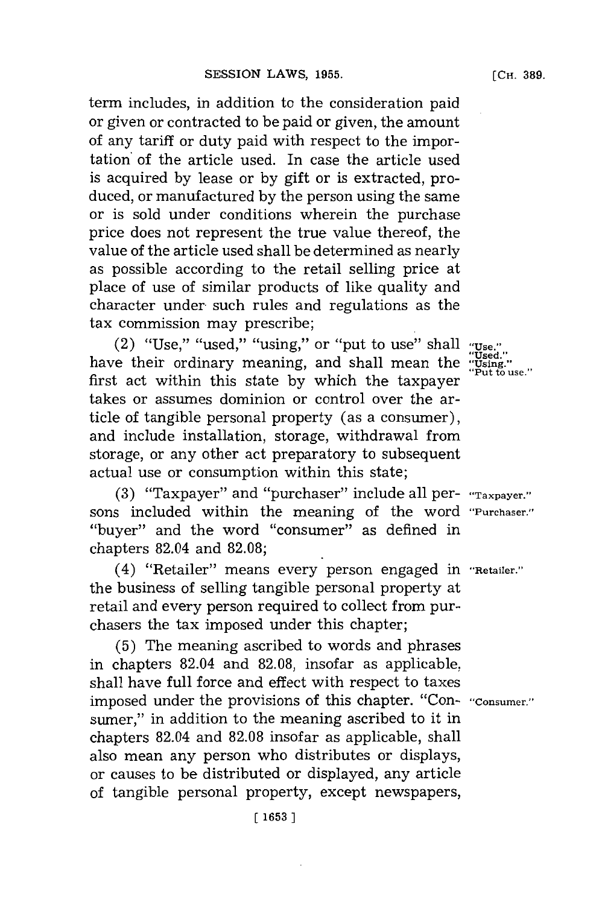term includes, in addition to the consideration paid or given or contracted to be paid or given, the amount of any tariff or duty paid with respect to the importation of the article used. In case the article used is acquired by lease or by gift or is extracted, produced, or manufactured by the person using the same or is sold under conditions wherein the purchase price does not represent the true value thereof, the value of the article used shall be determined as nearly as possible according to the retail selling price at place of use of similar products of like quality and character under such rules and regulations as the tax commission may prescribe;

(2) "Use," "used," "using," or "put to use" shall have their ordinary meaning, and shall mean the first act within this state by which the taxpayer takes or assumes dominion or control over the article of tangible personal property (as a consumer), and include installation, storage, withdrawal from storage, or any other act preparatory to subsequent actual use or consumption within this state;

"Use." "Used." "Using." "Put to use."

(3) "Taxpayer" and "purchaser" include all persons included within the meaning of the word "buyer" and the word "consumer" as defined in chapters 82.04 and 82.08;

"Taxpayer." "Purchaser."

(4) "Retailer" means every person engaged in the business of selling tangible personal property at retail and every person required to collect from purchasers the tax imposed under this chapter;

"Retailer."

(5) The meaning ascribed to words and phrases in chapters 82.04 and 82.08, insofar as applicable, shall have full force and effect with respect to taxes imposed under the provisions of this chapter. "Consumer," in addition to the meaning ascribed to it in chapters 82.04 and 82.08 insofar as applicable, shall also mean any person who distributes or displays, or causes to be distributed or displayed, any article of tangible personal property, except newspapers,

"Consumer."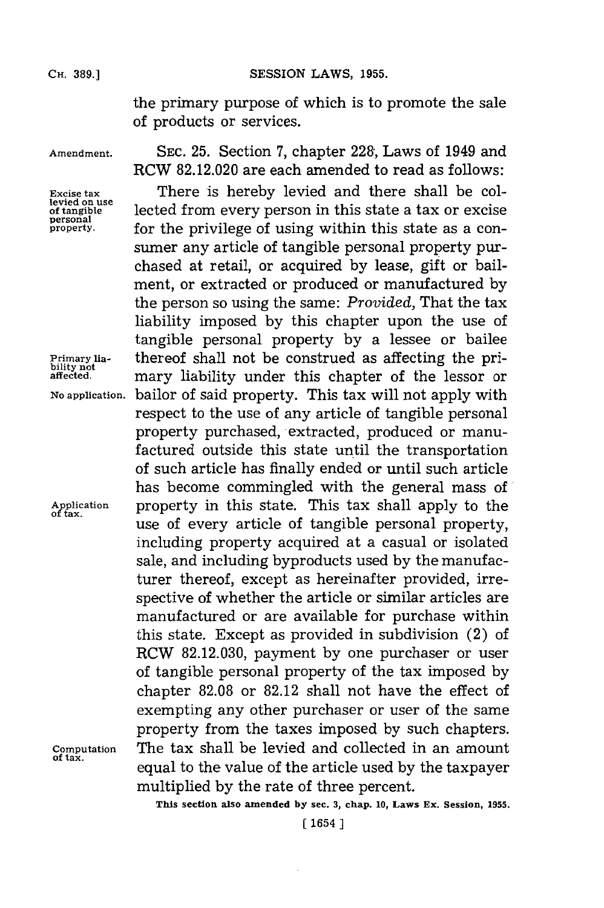the primary purpose of which is to promote the sale of products or services.

Amendment. SEC. 25. Section 7, chapter 228, Laws of 1949 and RCW 82.12.020 are each amended to read as follows:

Excise tax levied on use of tangible personal property. There is hereby levied and there shall be collected from every person in this state a tax or excise for the privilege of using within this state as a consumer any article of tangible personal property purchased at retail, or acquired by lease, gift or bailment, or extracted or produced or manufactured by the person so using the same: *Provided,* That the tax liability imposed by this chapter upon the use of tangible personal property by a lessee or bailee thereof shall not be construed as affecting the primary liability under this chapter of the lessor or bailor of said property. This tax will not apply with respect to the use of any article of tangible personal property purchased, extracted, produced or manufactured outside this state until the transportation of such article has finally ended or until such article has become commingled with the general mass of property in this state. This tax shall apply to the use of every article of tangible personal property, including property acquired at a casual or isolated sale, and including byproducts used by the manufacturer thereof, except as hereinafter provided, irrespective of whether the article or similar articles are manufactured or are available for purchase within this state. Except as provided in subdivision (2) of RCW 82.12.030, payment by one purchaser or user of tangible personal property of the tax imposed by chapter 82.08 or 82.12 shall not have the effect of exempting any other purchaser or user of the same property from the taxes imposed by such chapters. The tax shall be levied and collected in an amount equal to the value of the article used by the taxpayer multiplied by the rate of three percent.

Primary liability not affected.

No application.

Application of tax.

Computation of tax.

This section also amended by sec. 3, chap. 10, Laws Ex. Session, 1955.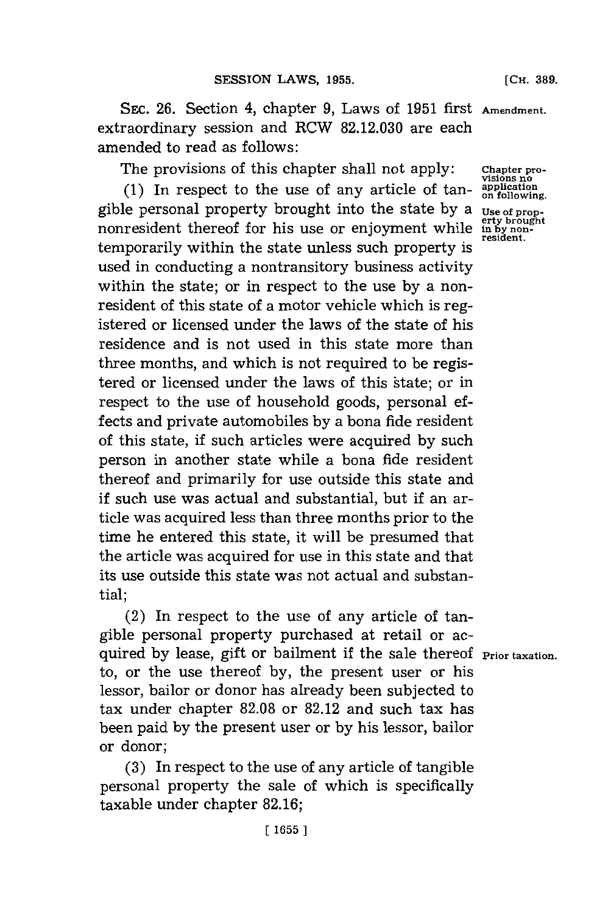SEC. 26. Section 4, chapter 9, Laws of 1951 first extraordinary session and RCW 82.12.030 are each amended to read as follows:

Amendment.

The provisions of this chapter shall not apply:

Chapter provisions no application on following.

(1) In respect to the use of any article of tangible personal property brought into the state by a nonresident thereof for his use or enjoyment while temporarily within the state unless such property is used in conducting a nontransitory business activity within the state; or in respect to the use by a nonresident of this state of a motor vehicle which is registered or licensed under the laws of the state of his residence and is not used in this state more than three months, and which is not required to be registered or licensed under the laws of this state; or in respect to the use of household goods, personal effects and private automobiles by a bona fide resident of this state, if such articles were acquired by such person in another state while a bona fide resident thereof and primarily for use outside this state and if such use was actual and substantial, but if an article was acquired less than three months prior to the time he entered this state, it will be presumed that the article was acquired for use in this state and that its use outside this state was not actual and substantial;

Use of property brought in by nonresident.

(2) In respect to the use of any article of tangible personal property purchased at retail or acquired by lease, gift or bailment if the sale thereof to, or the use thereof by, the present user or his lessor, bailor or donor has already been subjected to tax under chapter 82.08 or 82.12 and such tax has been paid by the present user or by his lessor, bailor or donor;

Prior taxation.

(3) In respect to the use of any article of tangible personal property the sale of which is specifically taxable under chapter 82.16;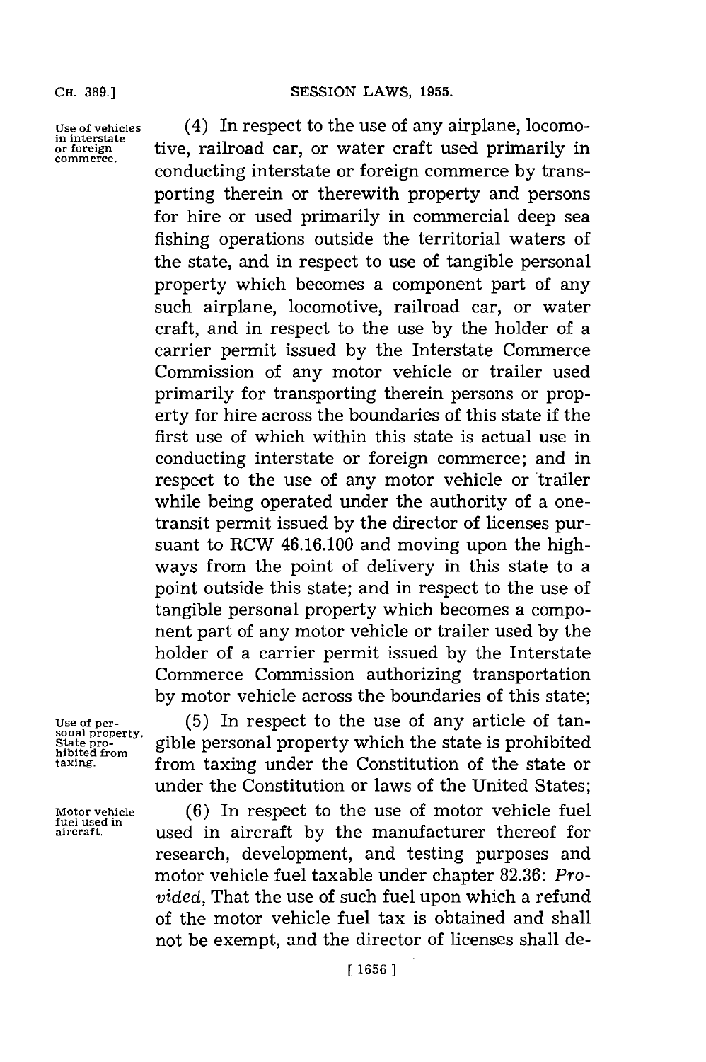Use of vehicles in interstate or foreign commerce.

(4) In respect to the use of any airplane, locomotive, railroad car, or water craft used primarily in conducting interstate or foreign commerce by transporting therein or therewith property and persons for hire or used primarily in commercial deep sea fishing operations outside the territorial waters of the state, and in respect to use of tangible personal property which becomes a component part of any such airplane, locomotive, railroad car, or water craft, and in respect to the use by the holder of a carrier permit issued by the Interstate Commerce Commission of any motor vehicle or trailer used primarily for transporting therein persons or property for hire across the boundaries of this state if the first use of which within this state is actual use in conducting interstate or foreign commerce; and in respect to the use of any motor vehicle or trailer while being operated under the authority of a one-transit permit issued by the director of licenses pursuant to RCW 46.16.100 and moving upon the highways from the point of delivery in this state to a point outside this state; and in respect to the use of tangible personal property which becomes a component part of any motor vehicle or trailer used by the holder of a carrier permit issued by the Interstate Commerce Commission authorizing transportation by motor vehicle across the boundaries of this state;

Use of personal property. State prohibited from taxing.

(5) In respect to the use of any article of tangible personal property which the state is prohibited from taxing under the Constitution of the state or under the Constitution or laws of the United States;

Motor vehicle fuel used in aircraft.

(6) In respect to the use of motor vehicle fuel used in aircraft by the manufacturer thereof for research, development, and testing purposes and motor vehicle fuel taxable under chapter 82.36: *Provided,* That the use of such fuel upon which a refund of the motor vehicle fuel tax is obtained and shall not be exempt, and the director of licenses shall de-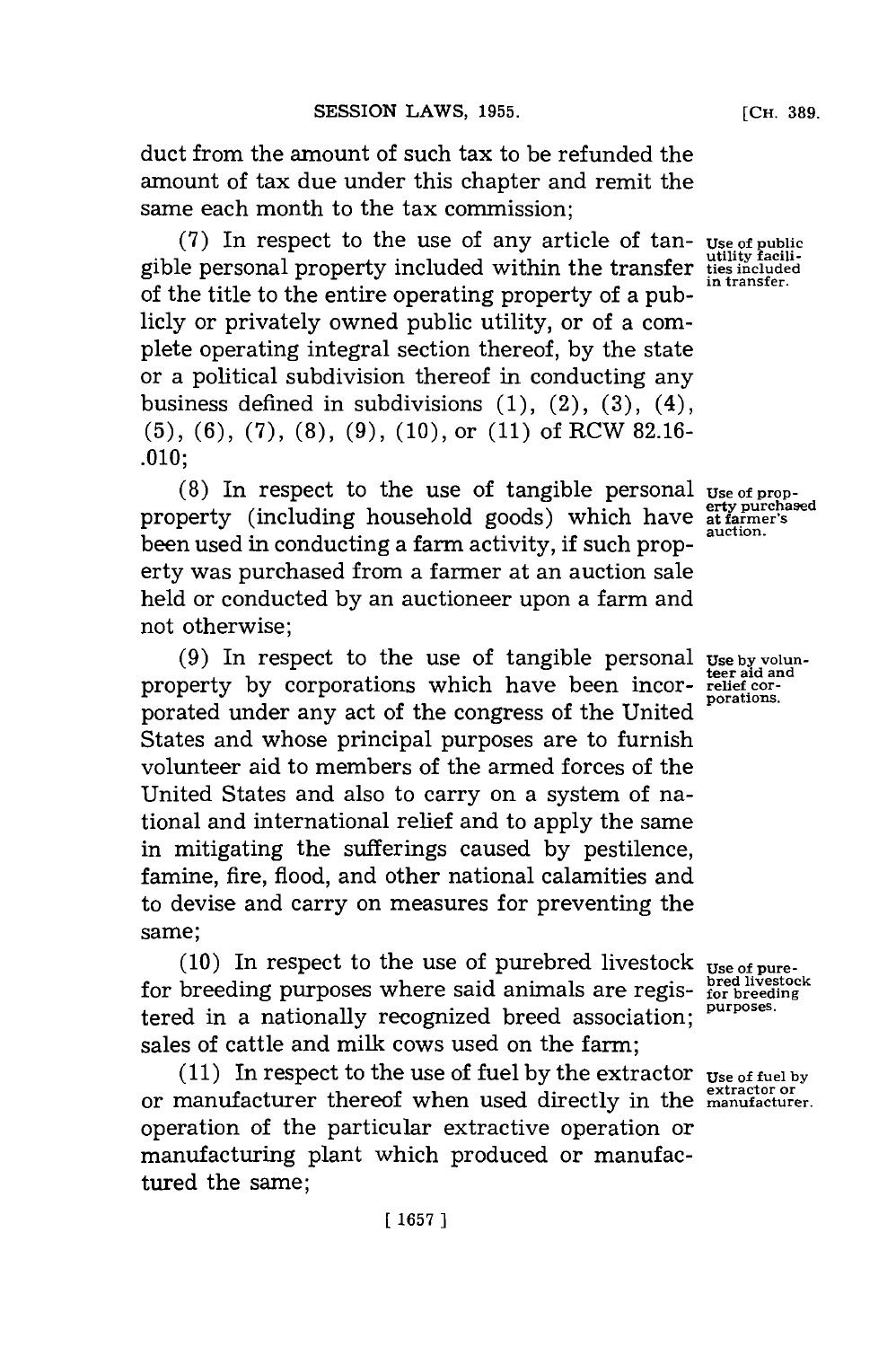duct from the amount of such tax to be refunded the amount of tax due under this chapter and remit the same each month to the tax commission;

(7) In respect to the use of any article of tangible personal property included within the transfer of the title to the entire operating property of a publicly or privately owned public utility, or of a complete operating integral section thereof, by the state or a political subdivision thereof in conducting any business defined in subdivisions (1), (2), (3), (4), (5), (6), (7), (8), (9), (10), or (11) of RCW 82.16-.010;

*Use of public utility facilities included in transfer.*

(8) In respect to the use of tangible personal property (including household goods) which have been used in conducting a farm activity, if such property was purchased from a farmer at an auction sale held or conducted by an auctioneer upon a farm and not otherwise;

*Use of property purchased at farmer's auction.*

(9) In respect to the use of tangible personal property by corporations which have been incorporated under any act of the congress of the United States and whose principal purposes are to furnish volunteer aid to members of the armed forces of the United States and also to carry on a system of national and international relief and to apply the same in mitigating the sufferings caused by pestilence, famine, fire, flood, and other national calamities and to devise and carry on measures for preventing the same;

*Use by volunteer aid and relief corporations.*

(10) In respect to the use of purebred livestock for breeding purposes where said animals are registered in a nationally recognized breed association; sales of cattle and milk cows used on the farm;

*Use of purebred livestock for breeding purposes.*

(11) In respect to the use of fuel by the extractor or manufacturer thereof when used directly in the operation of the particular extractive operation or manufacturing plant which produced or manufactured the same;

*Use of fuel by extractor or manufacturer.*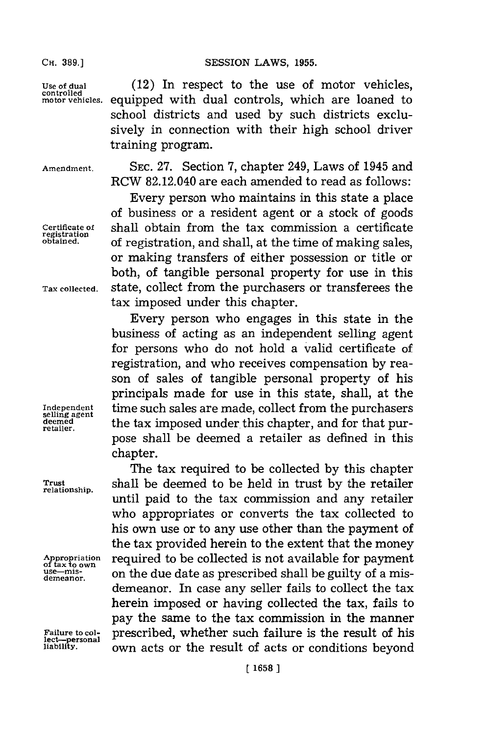(12) In respect to the use of motor vehicles, equipped with dual controls, which are loaned to school districts and used by such districts exclusively in connection with their high school driver training program.

SEC. 27. Section 7, chapter 249, Laws of 1945 and RCW 82.12.040 are each amended to read as follows:

Every person who maintains in this state a place of business or a resident agent or a stock of goods shall obtain from the tax commission a certificate of registration, and shall, at the time of making sales, or making transfers of either possession or title or both, of tangible personal property for use in this state, collect from the purchasers or transferees the tax imposed under this chapter.

Every person who engages in this state in the business of acting as an independent selling agent for persons who do not hold a valid certificate of registration, and who receives compensation by reason of sales of tangible personal property of his principals made for use in this state, shall, at the time such sales are made, collect from the purchasers the tax imposed under this chapter, and for that purpose shall be deemed a retailer as defined in this chapter.

The tax required to be collected by this chapter shall be deemed to be held in trust by the retailer until paid to the tax commission and any retailer who appropriates or converts the tax collected to his own use or to any use other than the payment of the tax provided herein to the extent that the money required to be collected is not available for payment on the due date as prescribed shall be guilty of a misdemeanor. In case any seller fails to collect the tax herein imposed or having collected the tax, fails to pay the same to the tax commission in the manner prescribed, whether such failure is the result of his own acts or the result of acts or conditions beyond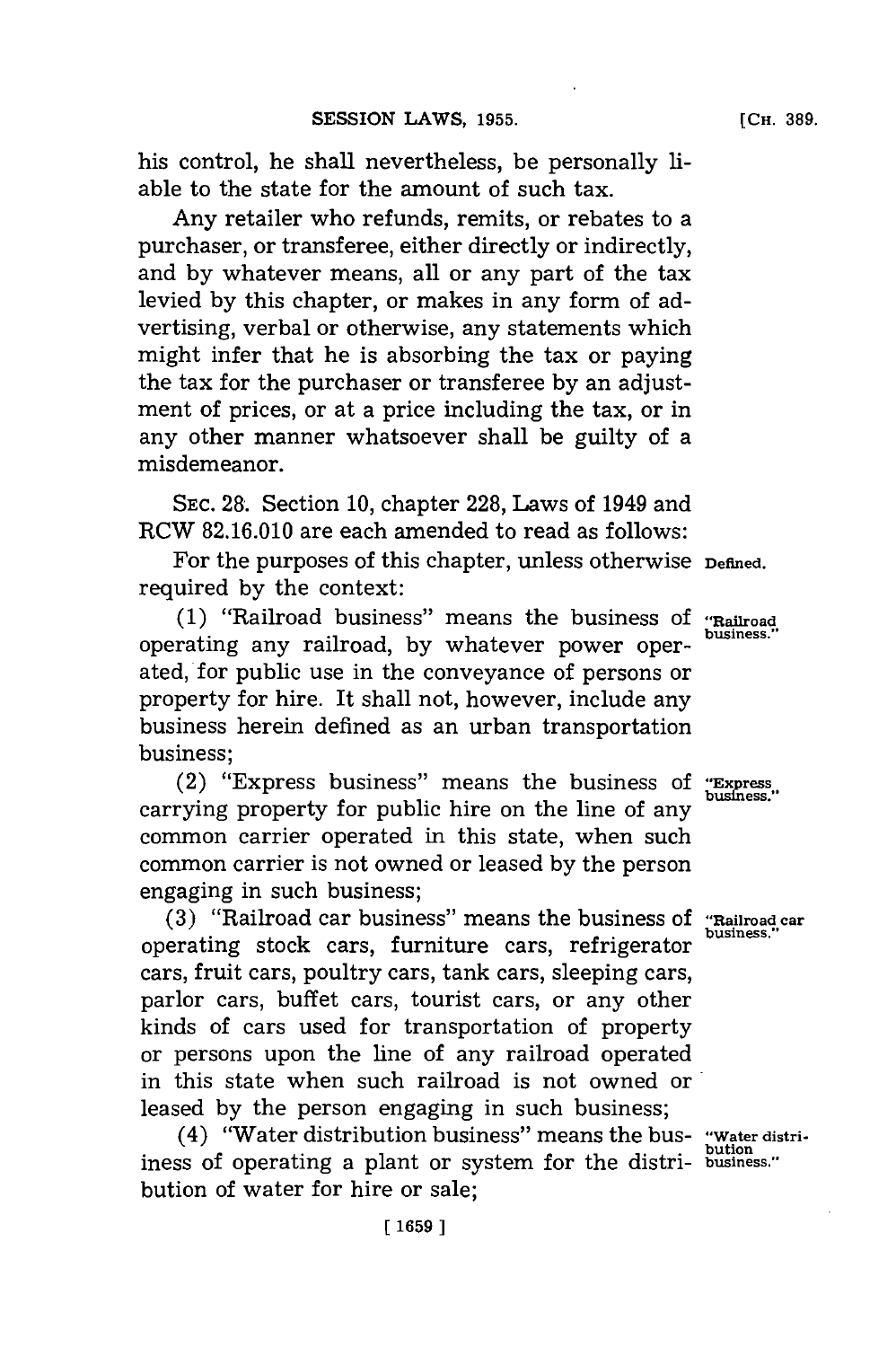his control, he shall nevertheless, be personally liable to the state for the amount of such tax.

Any retailer who refunds, remits, or rebates to a purchaser, or transferee, either directly or indirectly, and by whatever means, all or any part of the tax levied by this chapter, or makes in any form of advertising, verbal or otherwise, any statements which might infer that he is absorbing the tax or paying the tax for the purchaser or transferee by an adjustment of prices, or at a price including the tax, or in any other manner whatsoever shall be guilty of a misdemeanor.

SEC. 28. Section 10, chapter 228, Laws of 1949 and RCW 82.16.010 are each amended to read as follows:

For the purposes of this chapter, unless otherwise required by the context: Defined.

(1) "Railroad business" means the business of operating any railroad, by whatever power operated, for public use in the conveyance of persons or property for hire. It shall not, however, include any business herein defined as an urban transportation business; "Railroad business."

(2) "Express business" means the business of carrying property for public hire on the line of any common carrier operated in this state, when such common carrier is not owned or leased by the person engaging in such business; "Express business."

(3) "Railroad car business" means the business of operating stock cars, furniture cars, refrigerator cars, fruit cars, poultry cars, tank cars, sleeping cars, parlor cars, buffet cars, tourist cars, or any other kinds of cars used for transportation of property or persons upon the line of any railroad operated in this state when such railroad is not owned or leased by the person engaging in such business; "Railroad car business."

(4) "Water distribution business" means the business of operating a plant or system for the distribution of water for hire or sale; "Water distribution business."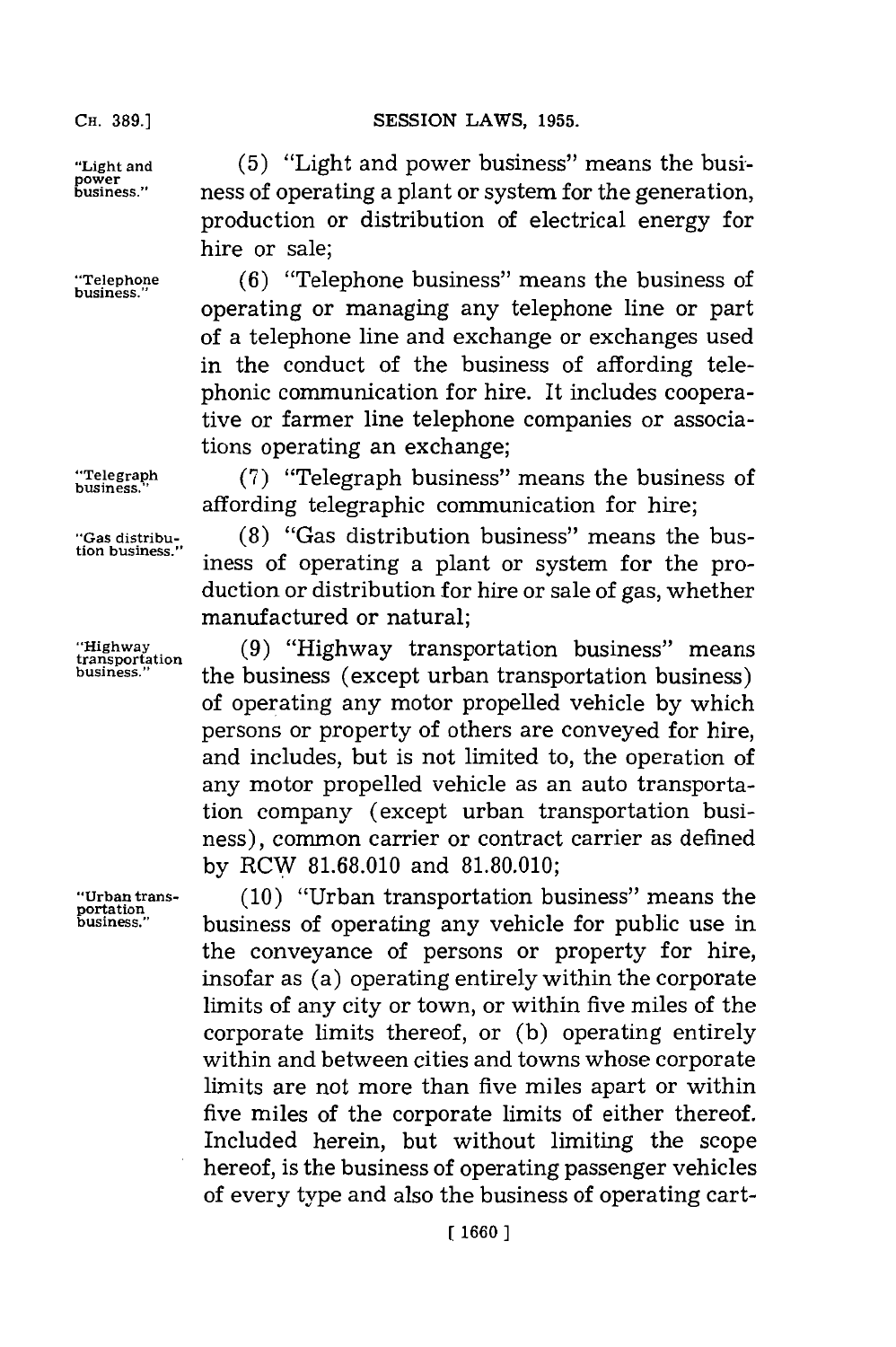"Light and power business." (5) "Light and power business" means the business of operating a plant or system for the generation, production or distribution of electrical energy for hire or sale;

"Telephone business." (6) "Telephone business" means the business of operating or managing any telephone line or part of a telephone line and exchange or exchanges used in the conduct of the business of affording telephonic communication for hire. It includes cooperative or farmer line telephone companies or associations operating an exchange;

"Telegraph business." (7) "Telegraph business" means the business of affording telegraphic communication for hire;

"Gas distribution business." (8) "Gas distribution business" means the business of operating a plant or system for the production or distribution for hire or sale of gas, whether manufactured or natural;

"Highway transportation business." (9) "Highway transportation business" means the business (except urban transportation business) of operating any motor propelled vehicle by which persons or property of others are conveyed for hire, and includes, but is not limited to, the operation of any motor propelled vehicle as an auto transportation company (except urban transportation business), common carrier or contract carrier as defined by RCW 81.68.010 and 81.80.010;

"Urban transportation business." (10) "Urban transportation business" means the business of operating any vehicle for public use in the conveyance of persons or property for hire, insofar as (a) operating entirely within the corporate limits of any city or town, or within five miles of the corporate limits thereof, or (b) operating entirely within and between cities and towns whose corporate limits are not more than five miles apart or within five miles of the corporate limits of either thereof. Included herein, but without limiting the scope hereof, is the business of operating passenger vehicles of every type and also the business of operating cart-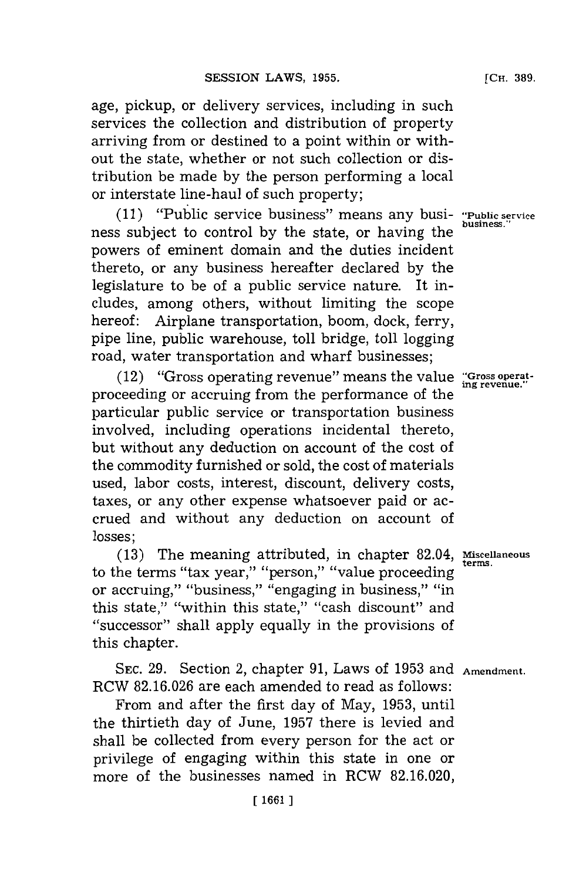age, pickup, or delivery services, including in such services the collection and distribution of property arriving from or destined to a point within or without the state, whether or not such collection or distribution be made by the person performing a local or interstate line-haul of such property;

(11) "Public service business" means any business subject to control by the state, or having the powers of eminent domain and the duties incident thereto, or any business hereafter declared by the legislature to be of a public service nature. It includes, among others, without limiting the scope hereof: Airplane transportation, boom, dock, ferry, pipe line, public warehouse, toll bridge, toll logging road, water transportation and wharf businesses;

"Public service business."

(12) "Gross operating revenue" means the value proceeding or accruing from the performance of the particular public service or transportation business involved, including operations incidental thereto, but without any deduction on account of the cost of the commodity furnished or sold, the cost of materials used, labor costs, interest, discount, delivery costs, taxes, or any other expense whatsoever paid or accrued and without any deduction on account of losses;

"Gross operating revenue."

(13) The meaning attributed, in chapter 82.04, to the terms "tax year," "person," "value proceeding or accruing," "business," "engaging in business," "in this state," "within this state," "cash discount" and "successor" shall apply equally in the provisions of this chapter.

Miscellaneous terms.

SEC. 29. Section 2, chapter 91, Laws of 1953 and RCW 82.16.026 are each amended to read as follows:

Amendment.

From and after the first day of May, 1953, until the thirtieth day of June, 1957 there is levied and shall be collected from every person for the act or privilege of engaging within this state in one or more of the businesses named in RCW 82.16.020,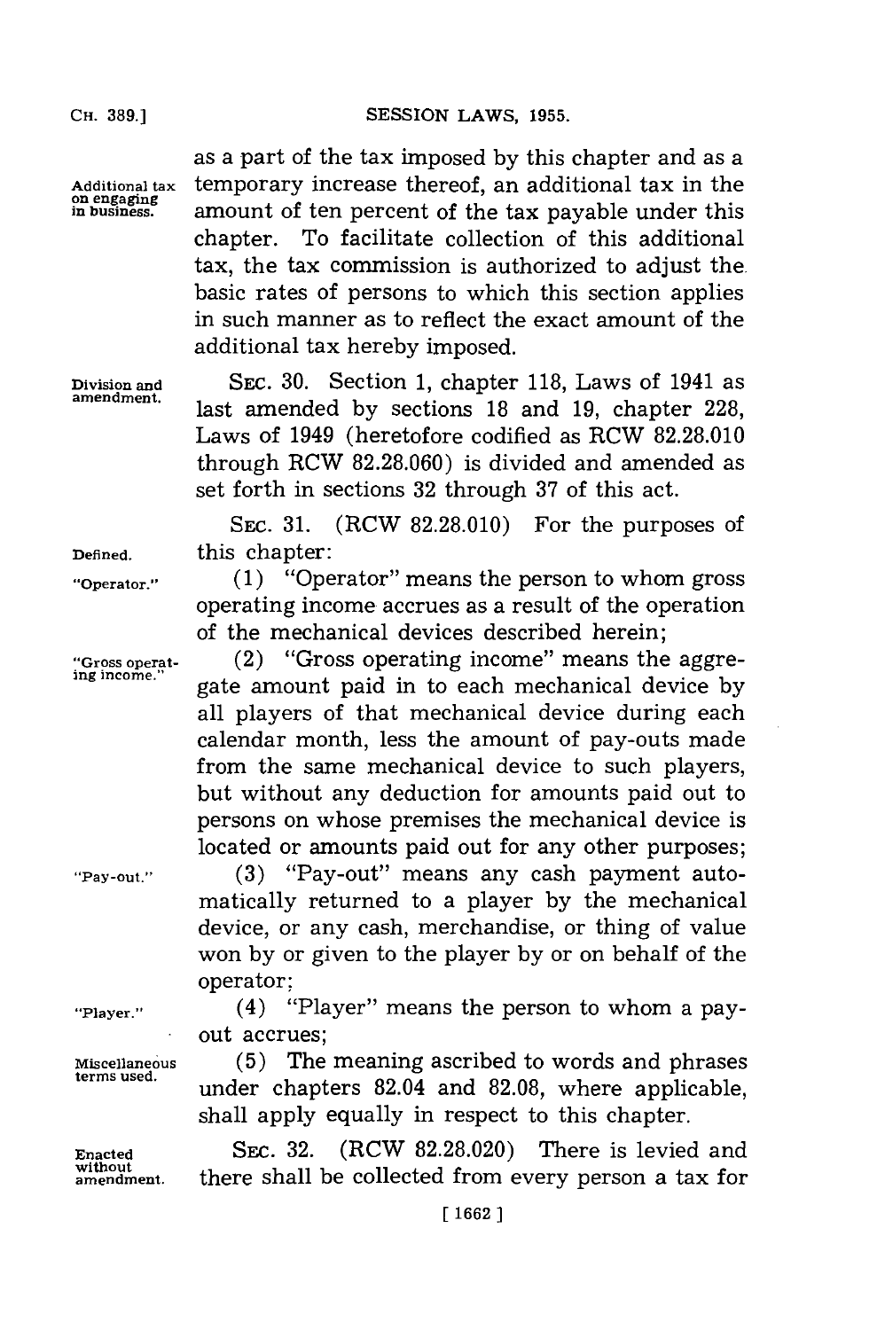as a part of the tax imposed by this chapter and as a temporary increase thereof, an additional tax in the amount of ten percent of the tax payable under this chapter. To facilitate collection of this additional tax, the tax commission is authorized to adjust the basic rates of persons to which this section applies in such manner as to reflect the exact amount of the additional tax hereby imposed.

Additional tax on engaging in business.

Division and amendment.

SEC. 30. Section 1, chapter 118, Laws of 1941 as last amended by sections 18 and 19, chapter 228, Laws of 1949 (heretofore codified as RCW 82.28.010 through RCW 82.28.060) is divided and amended as set forth in sections 32 through 37 of this act.

Defined.

SEC. 31. (RCW 82.28.010) For the purposes of this chapter:

"Operator."

(1) "Operator" means the person to whom gross operating income accrues as a result of the operation of the mechanical devices described herein;

"Gross operating income."

(2) "Gross operating income" means the aggregate amount paid in to each mechanical device by all players of that mechanical device during each calendar month, less the amount of pay-outs made from the same mechanical device to such players, but without any deduction for amounts paid out to persons on whose premises the mechanical device is located or amounts paid out for any other purposes;

"Pay-out."

(3) "Pay-out" means any cash payment automatically returned to a player by the mechanical device, or any cash, merchandise, or thing of value won by or given to the player by or on behalf of the operator;

"Player."

(4) "Player" means the person to whom a pay-out accrues;

Miscellaneous terms used.

(5) The meaning ascribed to words and phrases under chapters 82.04 and 82.08, where applicable, shall apply equally in respect to this chapter.

Enacted without amendment.

SEC. 32. (RCW 82.28.020) There is levied and there shall be collected from every person a tax for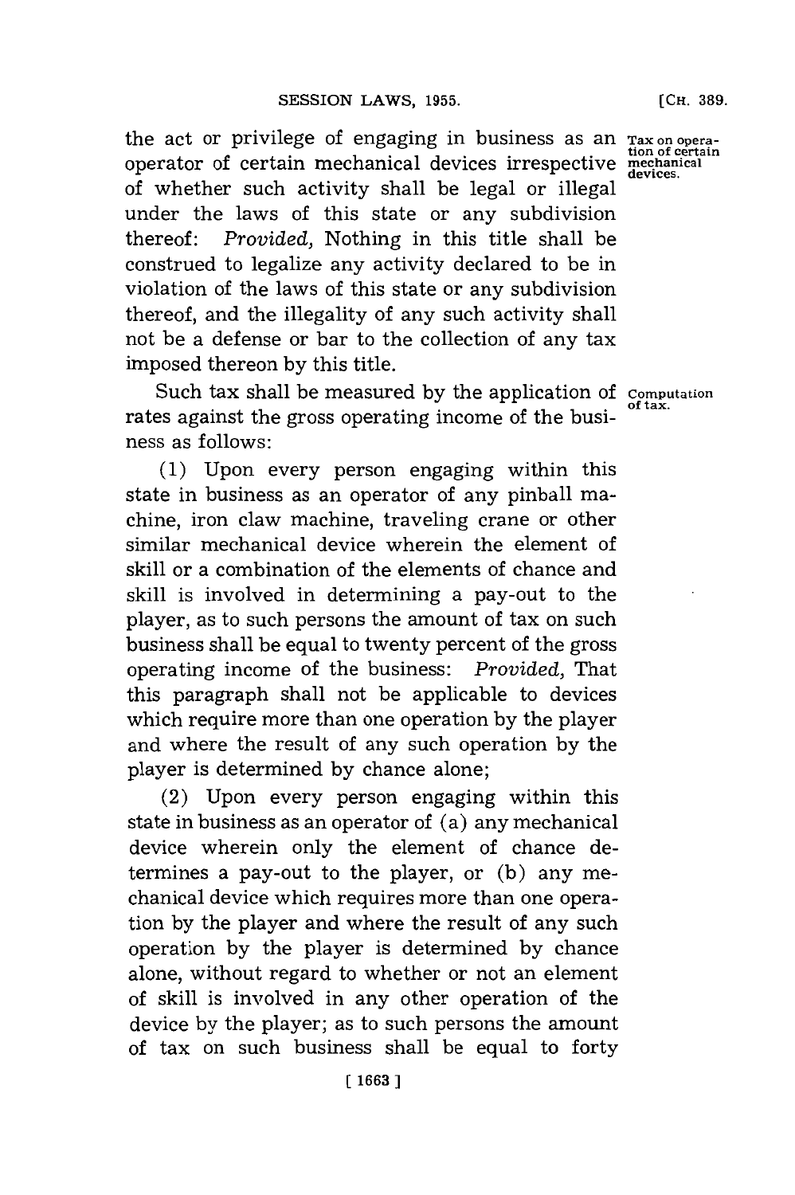the act or privilege of engaging in business as an operator of certain mechanical devices irrespective of whether such activity shall be legal or illegal under the laws of this state or any subdivision thereof: *Provided,* Nothing in this title shall be construed to legalize any activity declared to be in violation of the laws of this state or any subdivision thereof, and the illegality of any such activity shall not be a defense or bar to the collection of any tax imposed thereon by this title.

Tax on operation of certain mechanical devices.

Such tax shall be measured by the application of rates against the gross operating income of the business as follows:

Computation of tax.

(1) Upon every person engaging within this state in business as an operator of any pinball machine, iron claw machine, traveling crane or other similar mechanical device wherein the element of skill or a combination of the elements of chance and skill is involved in determining a pay-out to the player, as to such persons the amount of tax on such business shall be equal to twenty percent of the gross operating income of the business: *Provided,* That this paragraph shall not be applicable to devices which require more than one operation by the player and where the result of any such operation by the player is determined by chance alone;

(2) Upon every person engaging within this state in business as an operator of (a) any mechanical device wherein only the element of chance determines a pay-out to the player, or (b) any mechanical device which requires more than one operation by the player and where the result of any such operation by the player is determined by chance alone, without regard to whether or not an element of skill is involved in any other operation of the device by the player; as to such persons the amount of tax on such business shall be equal to forty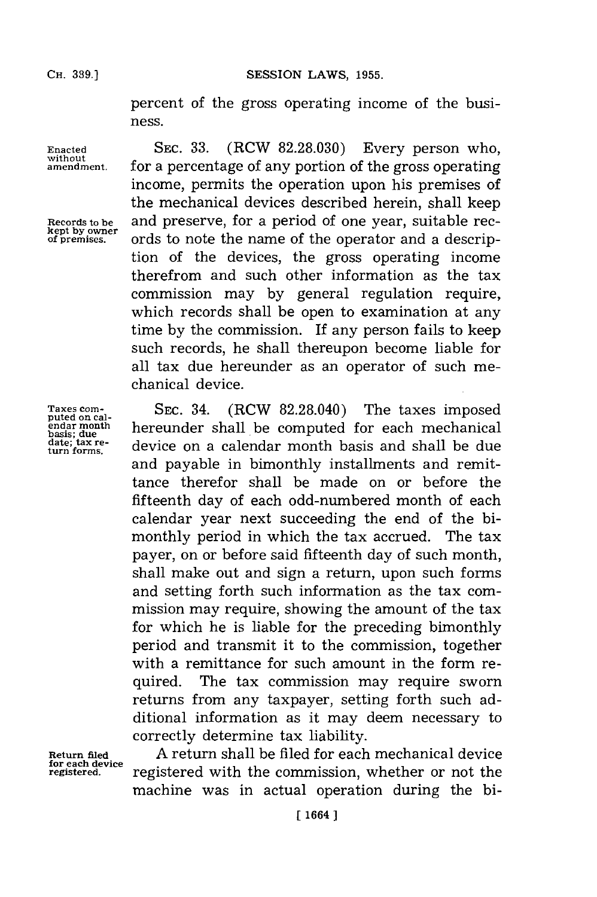percent of the gross operating income of the business.

Enacted without amendment.

SEC. 33. (RCW 82.28.030) Every person who, for a percentage of any portion of the gross operating income, permits the operation upon his premises of the mechanical devices described herein, shall keep and preserve, for a period of one year, suitable records to note the name of the operator and a description of the devices, the gross operating income therefrom and such other information as the tax commission may by general regulation require, which records shall be open to examination at any time by the commission. If any person fails to keep such records, he shall thereupon become liable for all tax due hereunder as an operator of such mechanical device.

Records to be kept by owner of premises.

Taxes computed on calendar month basis; due date; tax return forms.

SEC. 34. (RCW 82.28.040) The taxes imposed hereunder shall be computed for each mechanical device on a calendar month basis and shall be due and payable in bimonthly installments and remittance therefor shall be made on or before the fifteenth day of each odd-numbered month of each calendar year next succeeding the end of the bimonthly period in which the tax accrued. The tax payer, on or before said fifteenth day of such month, shall make out and sign a return, upon such forms and setting forth such information as the tax commission may require, showing the amount of the tax for which he is liable for the preceding bimonthly period and transmit it to the commission, together with a remittance for such amount in the form required. The tax commission may require sworn returns from any taxpayer, setting forth such additional information as it may deem necessary to correctly determine tax liability.

Return filed for each device registered.

A return shall be filed for each mechanical device registered with the commission, whether or not the machine was in actual operation during the bi-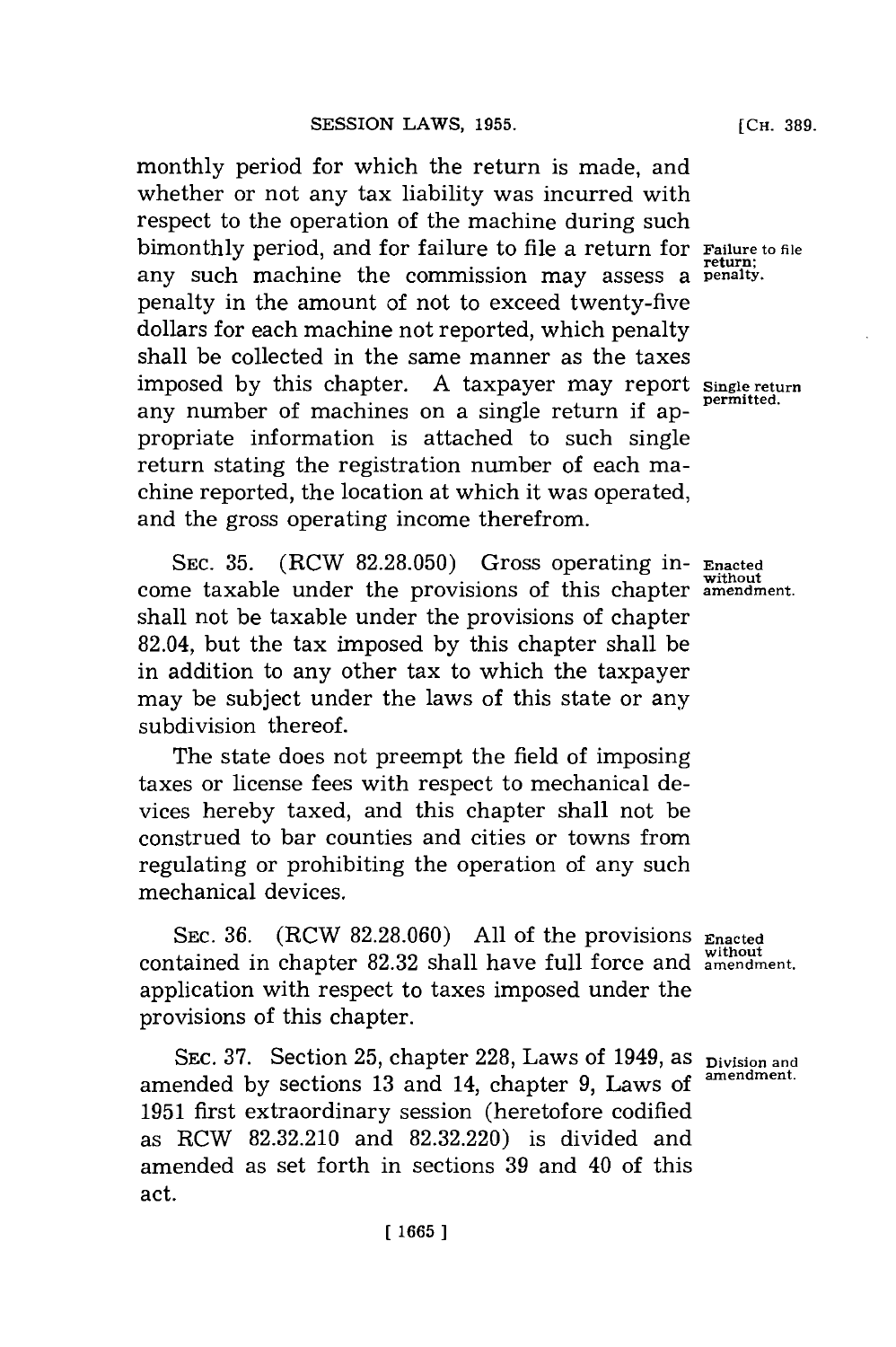monthly period for which the return is made, and whether or not any tax liability was incurred with respect to the operation of the machine during such bimonthly period, and for failure to file a return for any such machine the commission may assess a penalty in the amount of not to exceed twenty-five dollars for each machine not reported, which penalty shall be collected in the same manner as the taxes imposed by this chapter. A taxpayer may report any number of machines on a single return if appropriate information is attached to such single return stating the registration number of each machine reported, the location at which it was operated, and the gross operating income therefrom.

*Failure to file return; penalty.*

*Single return permitted.*

SEC. 35. (RCW 82.28.050) Gross operating income taxable under the provisions of this chapter shall not be taxable under the provisions of chapter 82.04, but the tax imposed by this chapter shall be in addition to any other tax to which the taxpayer may be subject under the laws of this state or any subdivision thereof.

*Enacted without amendment.*

The state does not preempt the field of imposing taxes or license fees with respect to mechanical devices hereby taxed, and this chapter shall not be construed to bar counties and cities or towns from regulating or prohibiting the operation of any such mechanical devices.

SEC. 36. (RCW 82.28.060) All of the provisions contained in chapter 82.32 shall have full force and application with respect to taxes imposed under the provisions of this chapter.

*Enacted without amendment.*

SEC. 37. Section 25, chapter 228, Laws of 1949, as amended by sections 13 and 14, chapter 9, Laws of 1951 first extraordinary session (heretofore codified as RCW 82.32.210 and 82.32.220) is divided and amended as set forth in sections 39 and 40 of this act.

*Division and amendment.*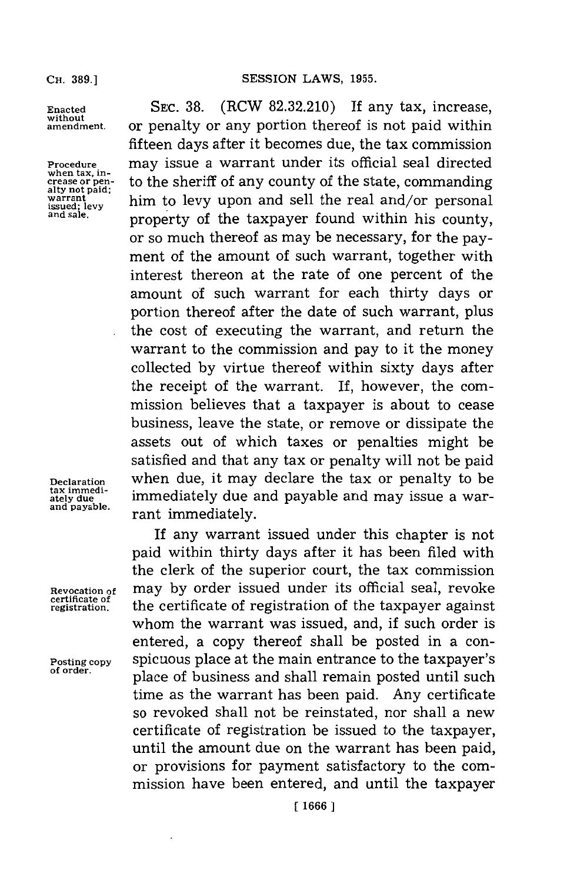Enacted without amendment.

SEC. 38. (RCW 82.32.210) If any tax, increase, or penalty or any portion thereof is not paid within fifteen days after it becomes due, the tax commission may issue a warrant under its official seal directed to the sheriff of any county of the state, commanding him to levy upon and sell the real and/or personal property of the taxpayer found within his county, or so much thereof as may be necessary, for the payment of the amount of such warrant, together with interest thereon at the rate of one percent of the amount of such warrant for each thirty days or portion thereof after the date of such warrant, plus the cost of executing the warrant, and return the warrant to the commission and pay to it the money collected by virtue thereof within sixty days after the receipt of the warrant. If, however, the commission believes that a taxpayer is about to cease business, leave the state, or remove or dissipate the assets out of which taxes or penalties might be satisfied and that any tax or penalty will not be paid when due, it may declare the tax or penalty to be immediately due and payable and may issue a warrant immediately.

Procedure when tax, increase or penalty not paid; warrant issued; levy and sale.

Declaration tax immediately due and payable.

If any warrant issued under this chapter is not paid within thirty days after it has been filed with the clerk of the superior court, the tax commission may by order issued under its official seal, revoke the certificate of registration of the taxpayer against whom the warrant was issued, and, if such order is entered, a copy thereof shall be posted in a conspicuous place at the main entrance to the taxpayer's place of business and shall remain posted until such time as the warrant has been paid. Any certificate so revoked shall not be reinstated, nor shall a new certificate of registration be issued to the taxpayer, until the amount due on the warrant has been paid, or provisions for payment satisfactory to the commission have been entered, and until the taxpayer

Revocation of certificate of registration.

Posting copy of order.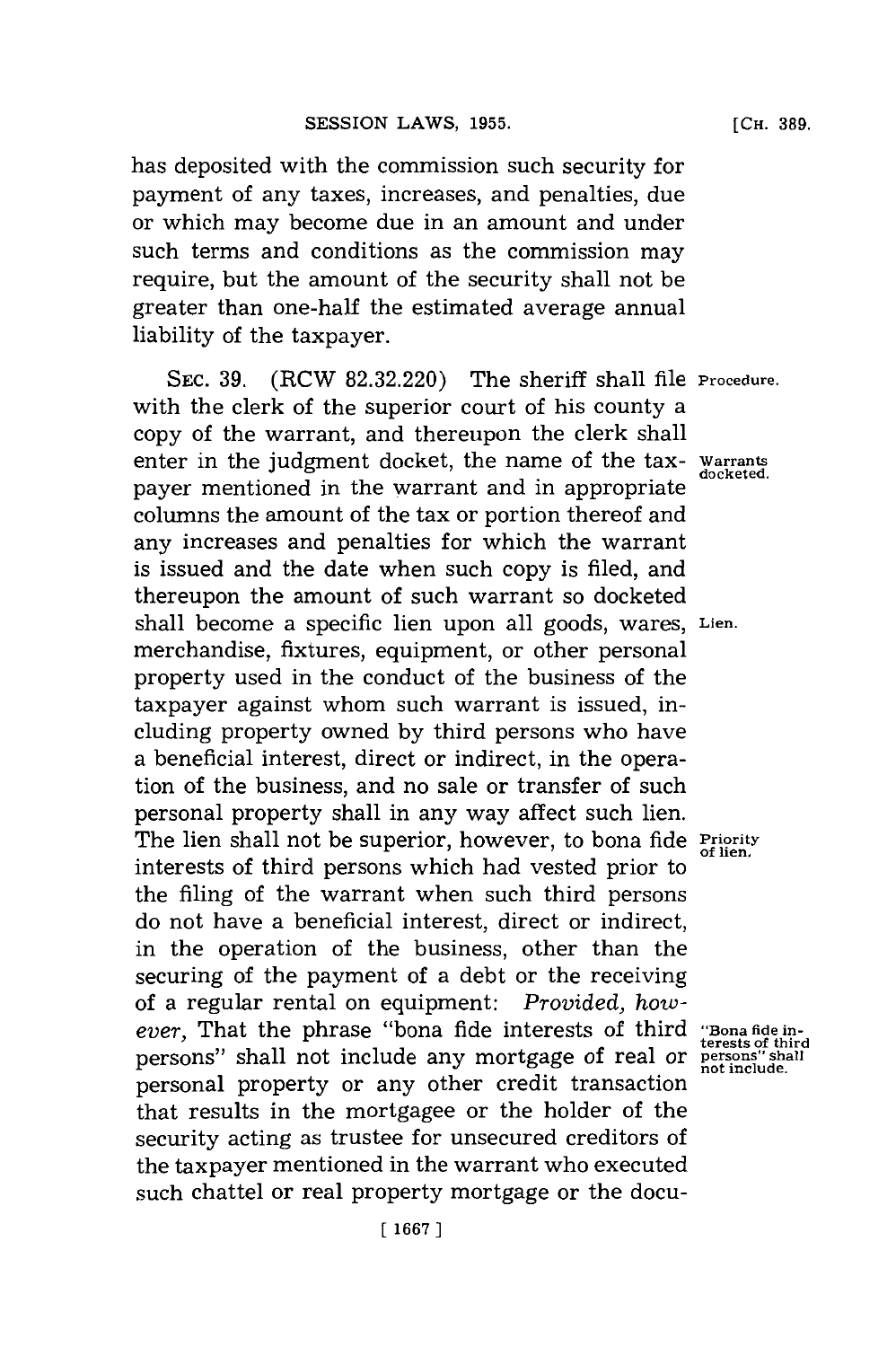has deposited with the commission such security for payment of any taxes, increases, and penalties, due or which may become due in an amount and under such terms and conditions as the commission may require, but the amount of the security shall not be greater than one-half the estimated average annual liability of the taxpayer.

SEC. 39. (RCW 82.32.220) The sheriff shall file with the clerk of the superior court of his county a copy of the warrant, and thereupon the clerk shall enter in the judgment docket, the name of the taxpayer mentioned in the warrant and in appropriate columns the amount of the tax or portion thereof and any increases and penalties for which the warrant is issued and the date when such copy is filed, and thereupon the amount of such warrant so docketed shall become a specific lien upon all goods, wares, merchandise, fixtures, equipment, or other personal property used in the conduct of the business of the taxpayer against whom such warrant is issued, including property owned by third persons who have a beneficial interest, direct or indirect, in the operation of the business, and no sale or transfer of such personal property shall in any way affect such lien. The lien shall not be superior, however, to bona fide interests of third persons which had vested prior to the filing of the warrant when such third persons do not have a beneficial interest, direct or indirect, in the operation of the business, other than the securing of the payment of a debt or the receiving of a regular rental on equipment: *Provided, however,* That the phrase "bona fide interests of third persons" shall not include any mortgage of real or personal property or any other credit transaction that results in the mortgagee or the holder of the security acting as trustee for unsecured creditors of the taxpayer mentioned in the warrant who executed such chattel or real property mortgage or the docu-

Procedure.

Warrants docketed.

Lien.

Priority of lien.

"Bona fide interests of third persons" shall not include.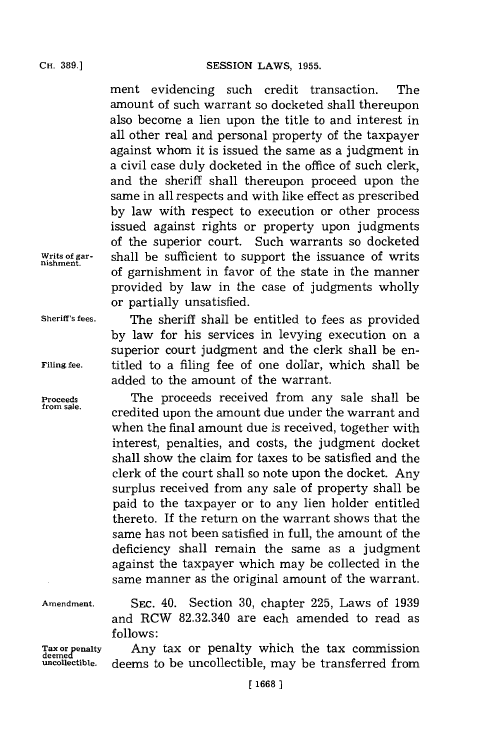ment evidencing such credit transaction. The amount of such warrant so docketed shall thereupon also become a lien upon the title to and interest in all other real and personal property of the taxpayer against whom it is issued the same as a judgment in a civil case duly docketed in the office of such clerk, and the sheriff shall thereupon proceed upon the same in all respects and with like effect as prescribed by law with respect to execution or other process issued against rights or property upon judgments of the superior court. Such warrants so docketed shall be sufficient to support the issuance of writs of garnishment in favor of the state in the manner provided by law in the case of judgments wholly or partially unsatisfied.

Writs of garnishment.

Sheriff's fees.

The sheriff shall be entitled to fees as provided by law for his services in levying execution on a superior court judgment and the clerk shall be entitled to a filing fee of one dollar, which shall be added to the amount of the warrant.

Filing fee.

Proceeds from sale.

The proceeds received from any sale shall be credited upon the amount due under the warrant and when the final amount due is received, together with interest, penalties, and costs, the judgment docket shall show the claim for taxes to be satisfied and the clerk of the court shall so note upon the docket. Any surplus received from any sale of property shall be paid to the taxpayer or to any lien holder entitled thereto. If the return on the warrant shows that the same has not been satisfied in full, the amount of the deficiency shall remain the same as a judgment against the taxpayer which may be collected in the same manner as the original amount of the warrant.

Amendment.

SEC. 40. Section 30, chapter 225, Laws of 1939 and RCW 82.32.340 are each amended to read as follows:

Tax or penalty deemed uncollectible.

Any tax or penalty which the tax commission deems to be uncollectible, may be transferred from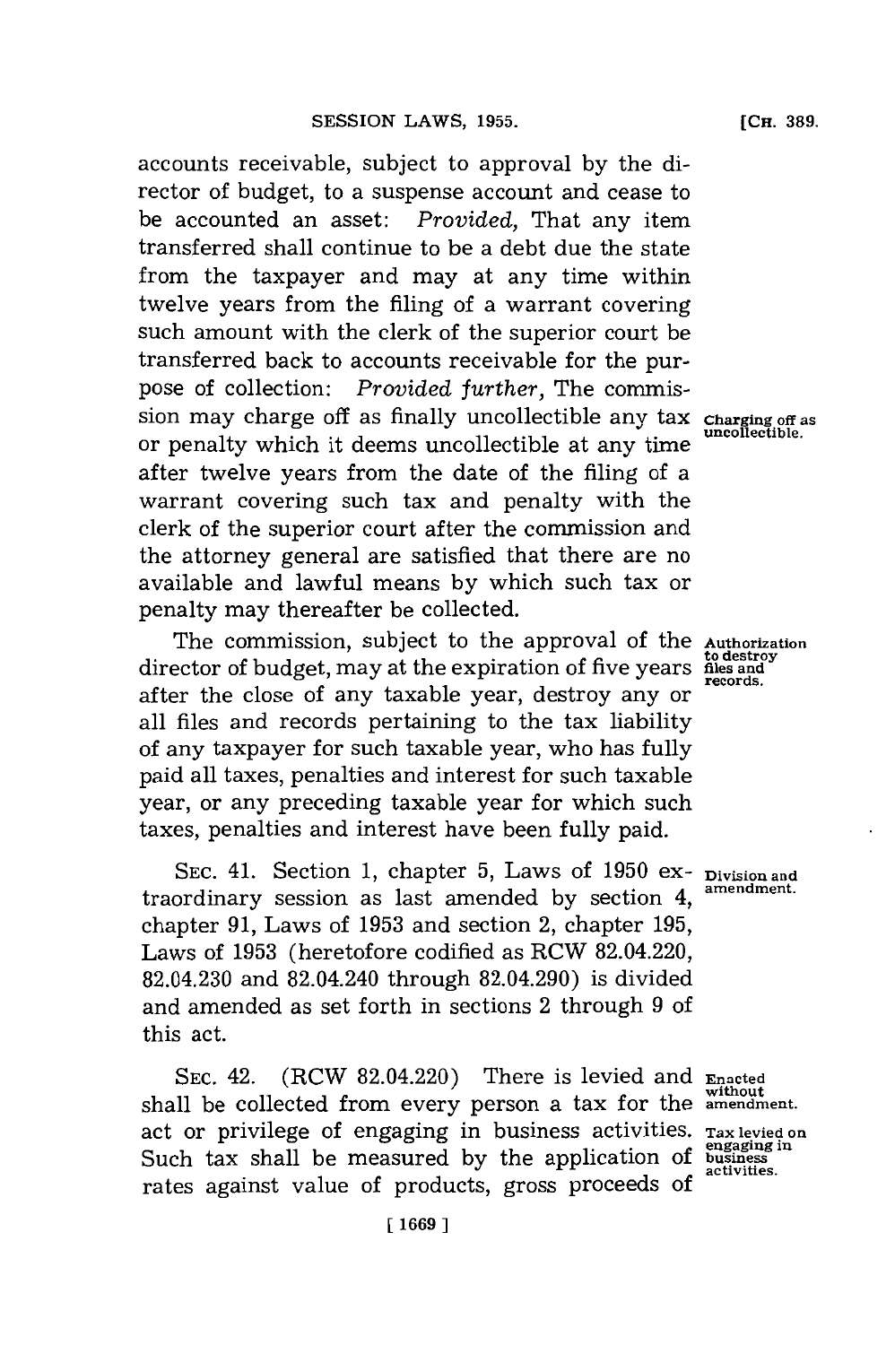accounts receivable, subject to approval by the director of budget, to a suspense account and cease to be accounted an asset: *Provided,* That any item transferred shall continue to be a debt due the state from the taxpayer and may at any time within twelve years from the filing of a warrant covering such amount with the clerk of the superior court be transferred back to accounts receivable for the purpose of collection: *Provided further,* The commission may charge off as finally uncollectible any tax or penalty which it deems uncollectible at any time after twelve years from the date of the filing of a warrant covering such tax and penalty with the clerk of the superior court after the commission and the attorney general are satisfied that there are no available and lawful means by which such tax or penalty may thereafter be collected.

**Charging off as uncollectible.**

The commission, subject to the approval of the director of budget, may at the expiration of five years after the close of any taxable year, destroy any or all files and records pertaining to the tax liability of any taxpayer for such taxable year, who has fully paid all taxes, penalties and interest for such taxable year, or any preceding taxable year for which such taxes, penalties and interest have been fully paid.

**Authorization to destroy files and records.**

SEC. 41. Section 1, chapter 5, Laws of 1950 extraordinary session as last amended by section 4, chapter 91, Laws of 1953 and section 2, chapter 195, Laws of 1953 (heretofore codified as RCW 82.04.220, 82.04.230 and 82.04.240 through 82.04.290) is divided and amended as set forth in sections 2 through 9 of this act.

**Division and amendment.**

SEC. 42. (RCW 82.04.220) There is levied and shall be collected from every person a tax for the act or privilege of engaging in business activities. Such tax shall be measured by the application of rates against value of products, gross proceeds of

**Enacted without amendment.**

**Tax levied on engaging in business activities.**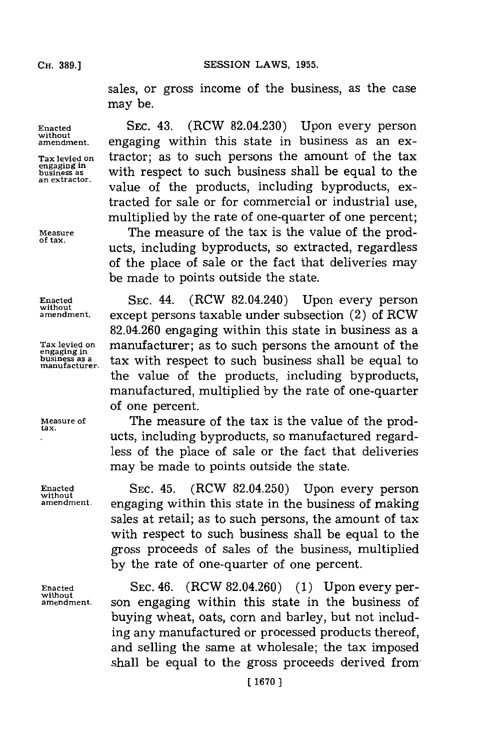sales, or gross income of the business, as the case may be.

Enacted without amendment.

Tax levied on engaging in business as an extractor.

SEC. 43. (RCW 82.04.230) Upon every person engaging within this state in business as an extractor; as to such persons the amount of the tax with respect to such business shall be equal to the value of the products, including byproducts, extracted for sale or for commercial or industrial use, multiplied by the rate of one-quarter of one percent;

Measure of tax.

The measure of the tax is the value of the products, including byproducts, so extracted, regardless of the place of sale or the fact that deliveries may be made to points outside the state.

Enacted without amendment.

Tax levied on engaging in business as a manufacturer.

SEC. 44. (RCW 82.04.240) Upon every person except persons taxable under subsection (2) of RCW 82.04.260 engaging within this state in business as a manufacturer; as to such persons the amount of the tax with respect to such business shall be equal to the value of the products, including byproducts, manufactured, multiplied by the rate of one-quarter of one percent.

Measure of tax.

The measure of the tax is the value of the products, including byproducts, so manufactured regardless of the place of sale or the fact that deliveries may be made to points outside the state.

Enacted without amendment.

SEC. 45. (RCW 82.04.250) Upon every person engaging within this state in the business of making sales at retail; as to such persons, the amount of tax with respect to such business shall be equal to the gross proceeds of sales of the business, multiplied by the rate of one-quarter of one percent.

Enacted without amendment.

SEC. 46. (RCW 82.04.260) (1) Upon every person engaging within this state in the business of buying wheat, oats, corn and barley, but not including any manufactured or processed products thereof, and selling the same at wholesale; the tax imposed shall be equal to the gross proceeds derived from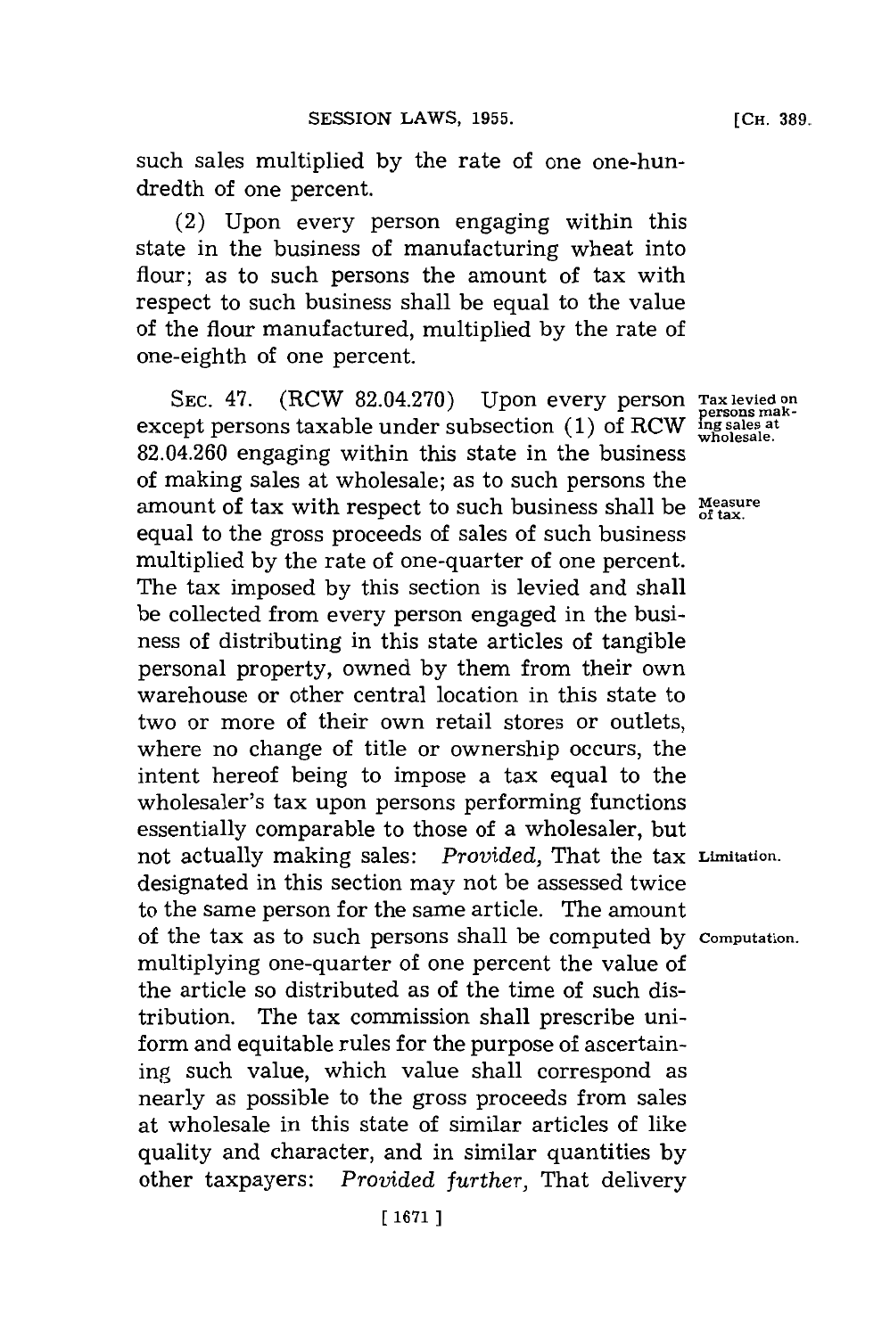such sales multiplied by the rate of one one-hundredth of one percent.

(2) Upon every person engaging within this state in the business of manufacturing wheat into flour; as to such persons the amount of tax with respect to such business shall be equal to the value of the flour manufactured, multiplied by the rate of one-eighth of one percent.

SEC. 47. (RCW 82.04.270) Upon every person except persons taxable under subsection (1) of RCW 82.04.260 engaging within this state in the business of making sales at wholesale; as to such persons the amount of tax with respect to such business shall be equal to the gross proceeds of sales of such business multiplied by the rate of one-quarter of one percent. The tax imposed by this section is levied and shall be collected from every person engaged in the business of distributing in this state articles of tangible personal property, owned by them from their own warehouse or other central location in this state to two or more of their own retail stores or outlets, where no change of title or ownership occurs, the intent hereof being to impose a tax equal to the wholesaler's tax upon persons performing functions essentially comparable to those of a wholesaler, but not actually making sales: *Provided*, That the tax designated in this section may not be assessed twice to the same person for the same article. The amount of the tax as to such persons shall be computed by multiplying one-quarter of one percent the value of the article so distributed as of the time of such distribution. The tax commission shall prescribe uniform and equitable rules for the purpose of ascertaining such value, which value shall correspond as nearly as possible to the gross proceeds from sales at wholesale in this state of similar articles of like quality and character, and in similar quantities by other taxpayers: *Provided further*, That delivery

Tax levied on persons making sales at wholesale.

Measure of tax.

Limitation.

Computation.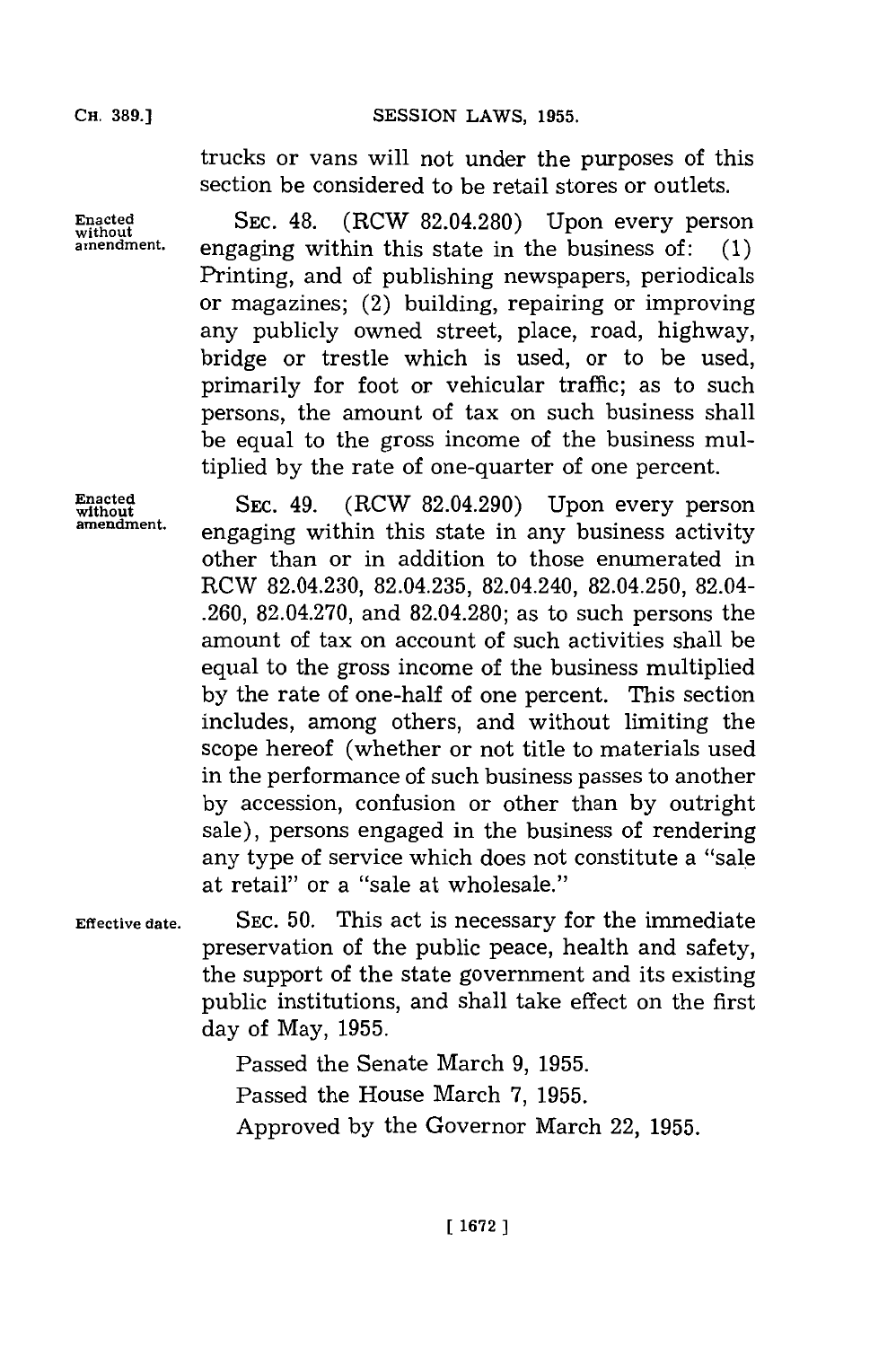trucks or vans will not under the purposes of this section be considered to be retail stores or outlets.

Enacted without amendment.

SEC. 48. (RCW 82.04.280) Upon every person engaging within this state in the business of: (1) Printing, and of publishing newspapers, periodicals or magazines; (2) building, repairing or improving any publicly owned street, place, road, highway, bridge or trestle which is used, or to be used, primarily for foot or vehicular traffic; as to such persons, the amount of tax on such business shall be equal to the gross income of the business multiplied by the rate of one-quarter of one percent.

Enacted without amendment.

SEC. 49. (RCW 82.04.290) Upon every person engaging within this state in any business activity other than or in addition to those enumerated in RCW 82.04.230, 82.04.235, 82.04.240, 82.04.250, 82.04-.260, 82.04.270, and 82.04.280; as to such persons the amount of tax on account of such activities shall be equal to the gross income of the business multiplied by the rate of one-half of one percent. This section includes, among others, and without limiting the scope hereof (whether or not title to materials used in the performance of such business passes to another by accession, confusion or other than by outright sale), persons engaged in the business of rendering any type of service which does not constitute a "sale at retail" or a "sale at wholesale."

Effective date.

SEC. 50. This act is necessary for the immediate preservation of the public peace, health and safety, the support of the state government and its existing public institutions, and shall take effect on the first day of May, 1955.

Passed the Senate March 9, 1955.

Passed the House March 7, 1955.

Approved by the Governor March 22, 1955.